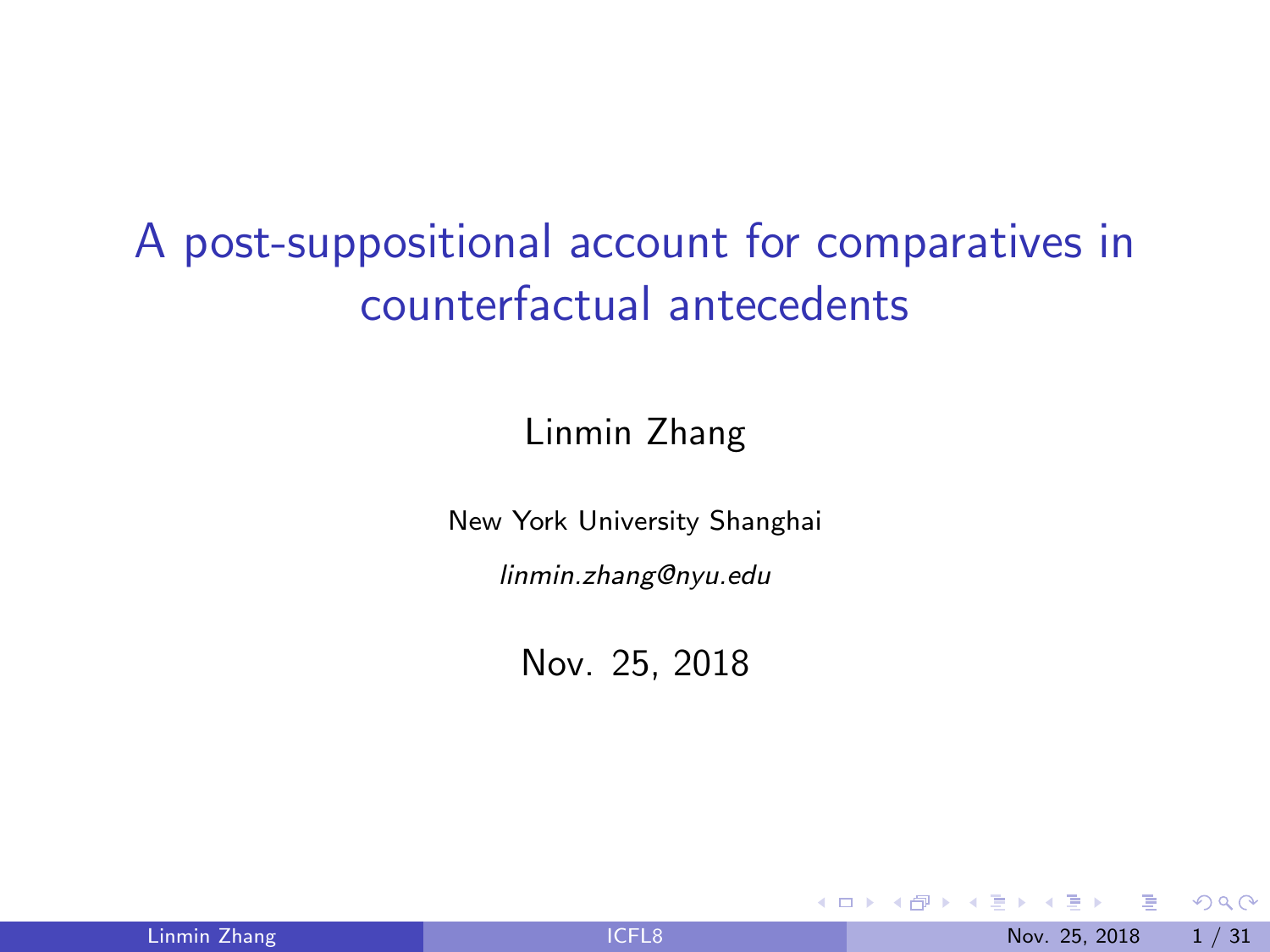# A post-suppositional account for comparatives in counterfactual antecedents

Linmin Zhang

New York University Shanghai

*linmin.zhang@nyu.edu*

Nov. 25, 2018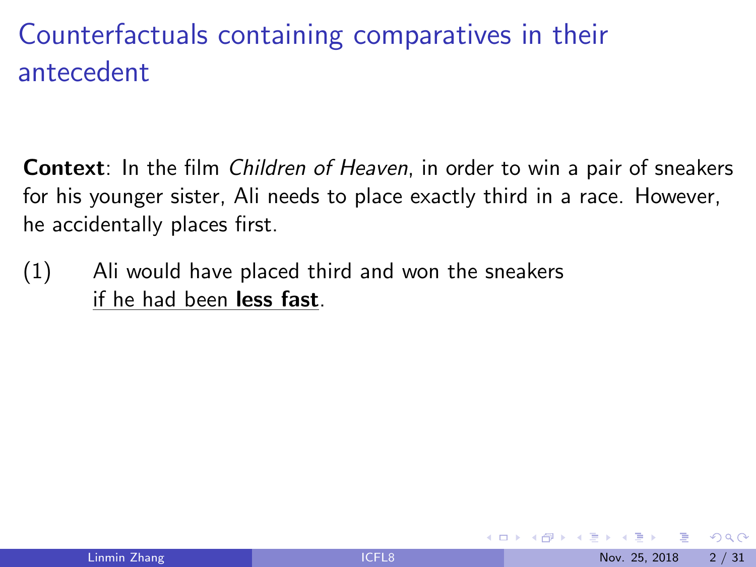# Counterfactuals containing comparatives in their antecedent

**Context**: In the film *Children of Heaven*, in order to win a pair of sneakers for his younger sister, Ali needs to place exactly third in a race. However, he accidentally places first.

(1) Ali would have placed third and won the sneakers <u>if he had been **less fast**</u>.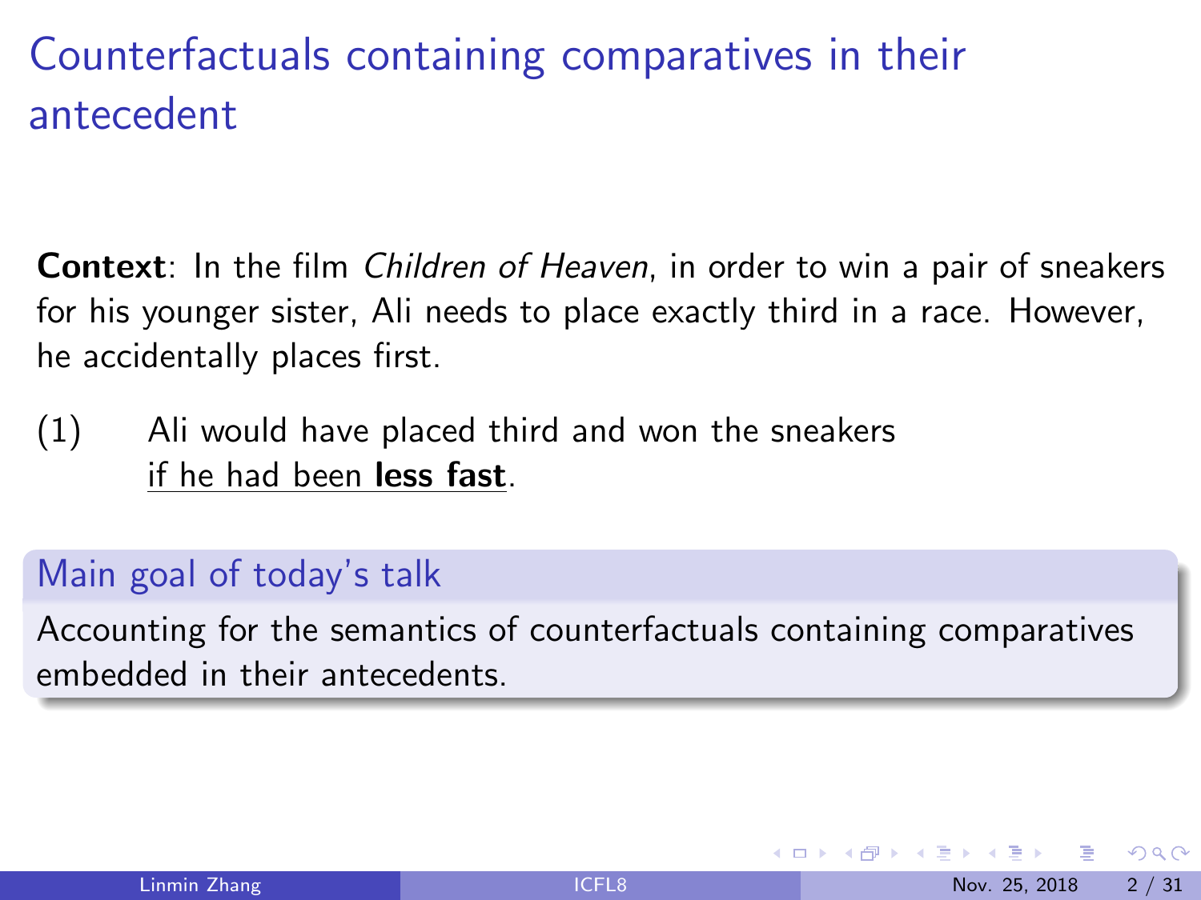# Counterfactuals containing comparatives in their antecedent

**Context**: In the film *Children of Heaven*, in order to win a pair of sneakers for his younger sister, Ali needs to place exactly third in a race. However, he accidentally places first.

(1) Ali would have placed third and won the sneakers <u>if he had been **less fast**</u>.

### Main goal of today's talk

Accounting for the semantics of counterfactuals containing comparatives embedded in their antecedents.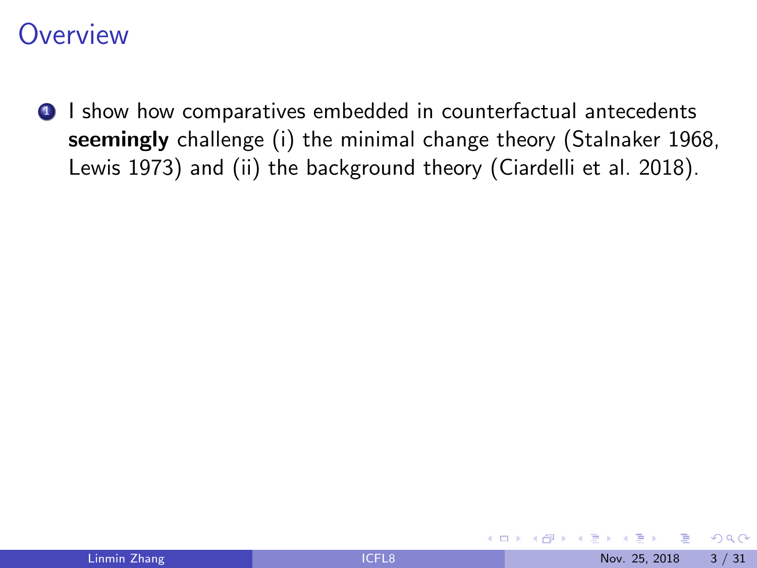# Overview

1. I show how comparatives embedded in counterfactual antecedents **seemingly** challenge (i) the minimal change theory (Stalnaker 1968, Lewis 1973) and (ii) the background theory (Ciardelli et al. 2018).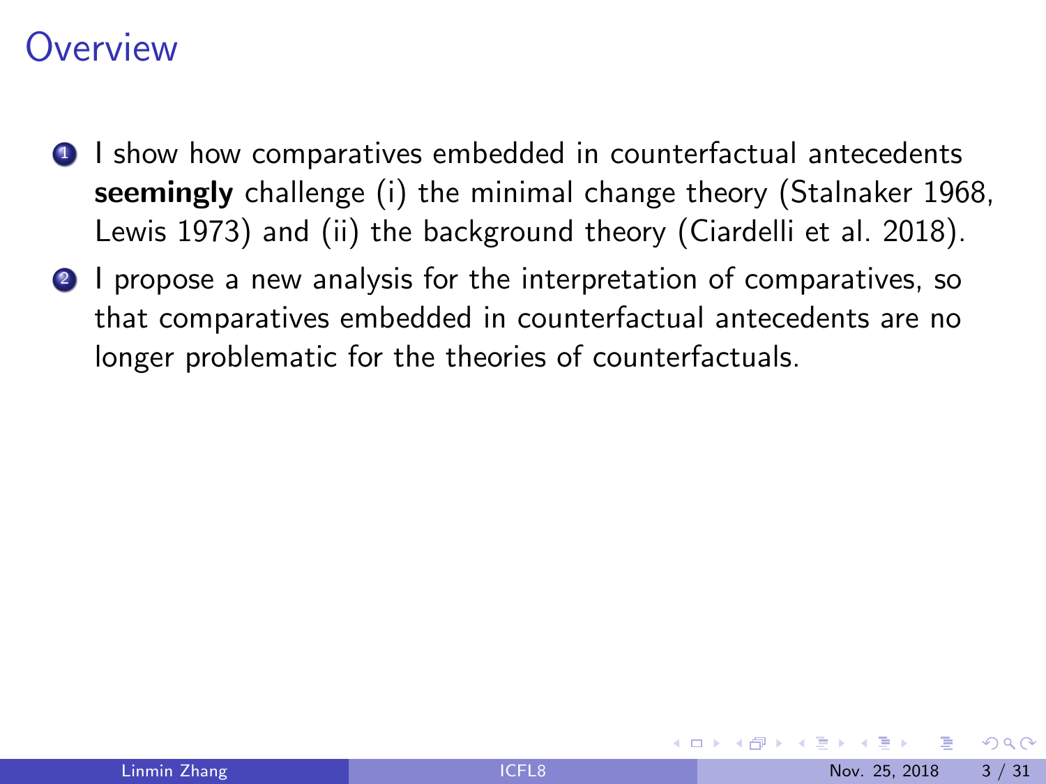# Overview

1. I show how comparatives embedded in counterfactual antecedents **seemingly** challenge (i) the minimal change theory (Stalnaker 1968, Lewis 1973) and (ii) the background theory (Ciardelli et al. 2018).
2. I propose a new analysis for the interpretation of comparatives, so that comparatives embedded in counterfactual antecedents are no longer problematic for the theories of counterfactuals.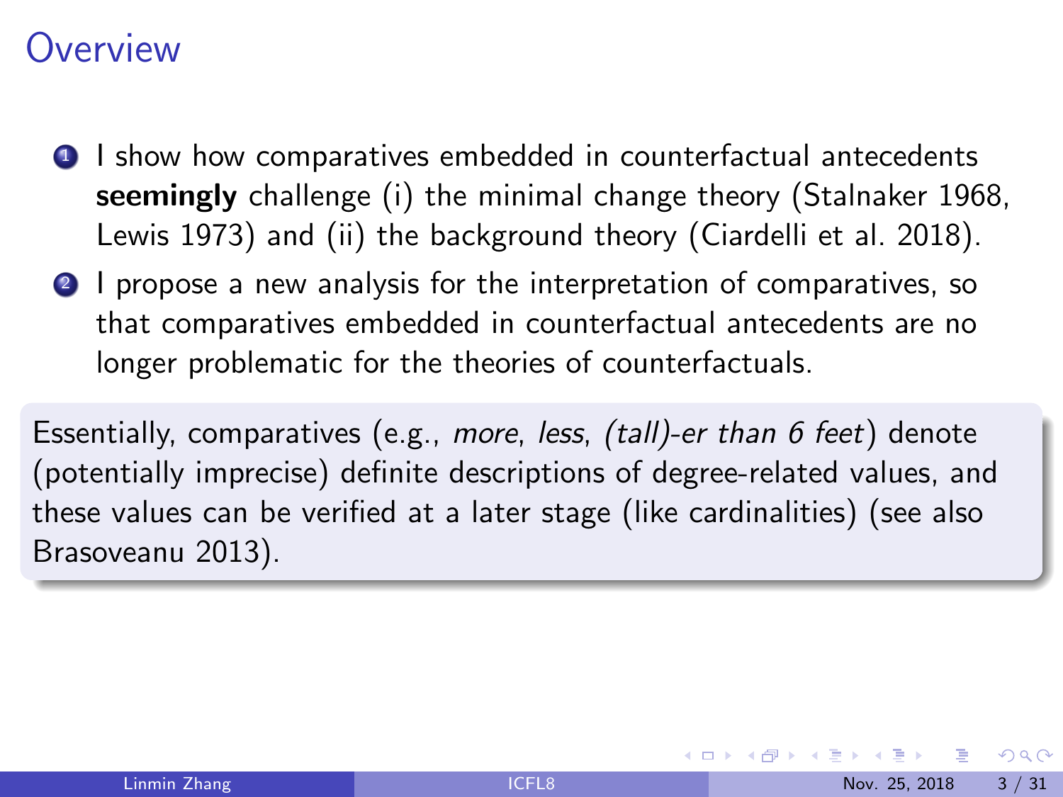# Overview

1. I show how comparatives embedded in counterfactual antecedents **seemingly** challenge (i) the minimal change theory (Stalnaker 1968, Lewis 1973) and (ii) the background theory (Ciardelli et al. 2018).
2. I propose a new analysis for the interpretation of comparatives, so that comparatives embedded in counterfactual antecedents are no longer problematic for the theories of counterfactuals.

Essentially, comparatives (e.g., *more*, *less*, *(tall)-er than 6 feet*) denote (potentially imprecise) definite descriptions of degree-related values, and these values can be verified at a later stage (like cardinalities) (see also Brasoveanu 2013).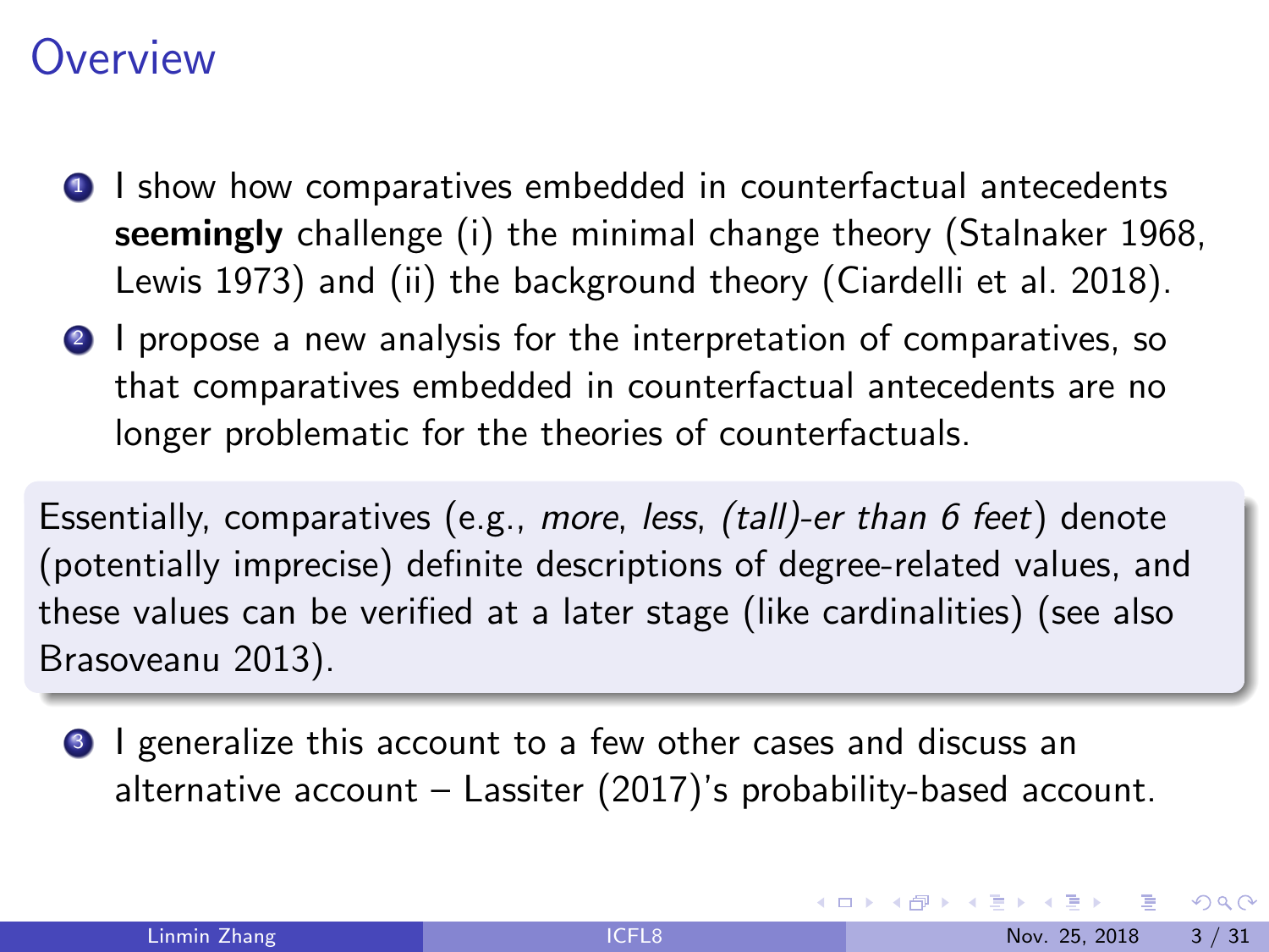# Overview

1. I show how comparatives embedded in counterfactual antecedents **seemingly** challenge (i) the minimal change theory (Stalnaker 1968, Lewis 1973) and (ii) the background theory (Ciardelli et al. 2018).
2. I propose a new analysis for the interpretation of comparatives, so that comparatives embedded in counterfactual antecedents are no longer problematic for the theories of counterfactuals.

Essentially, comparatives (e.g., *more*, *less*, *(tall)-er than 6 feet*) denote (potentially imprecise) definite descriptions of degree-related values, and these values can be verified at a later stage (like cardinalities) (see also Brasoveanu 2013).

3. I generalize this account to a few other cases and discuss an alternative account – Lassiter (2017)'s probability-based account.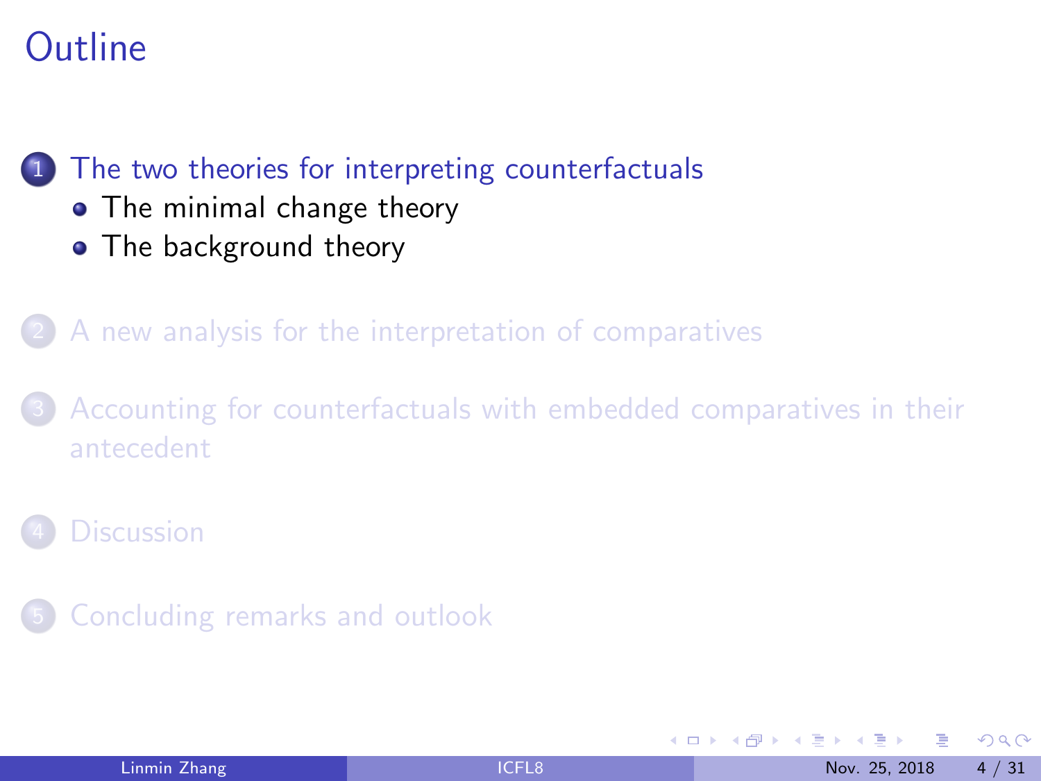# Outline

1. The two theories for interpreting counterfactuals
   - The minimal change theory
   - The background theory
2. A new analysis for the interpretation of comparatives
3. Accounting for counterfactuals with embedded comparatives in their antecedent
4. Discussion
5. Concluding remarks and outlook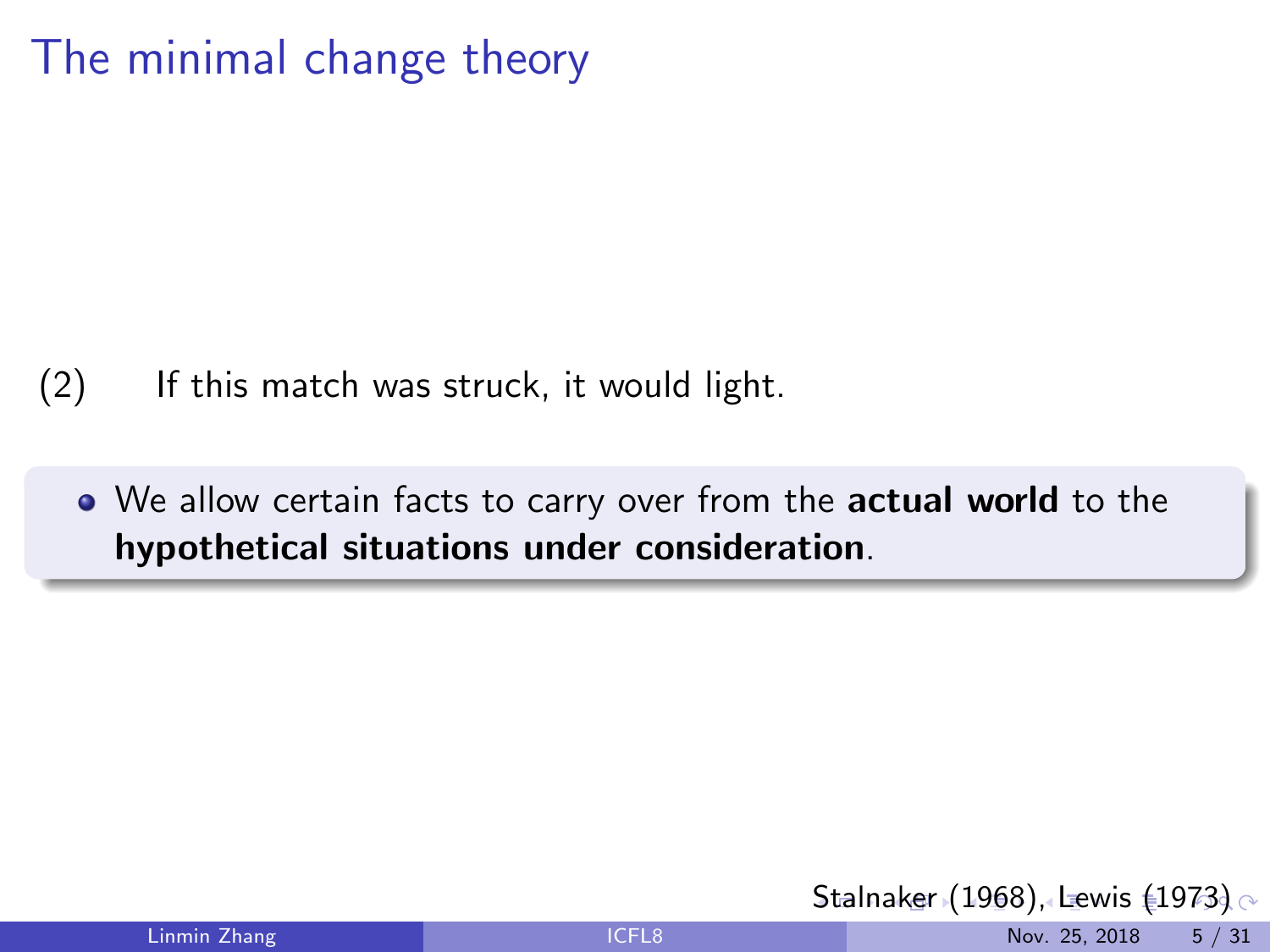# The minimal change theory

(2) If this match was struck, it would light.

- We allow certain facts to carry over from the **actual world** to the **hypothetical situations under consideration**.

Stalnaker (1968), Lewis (1973)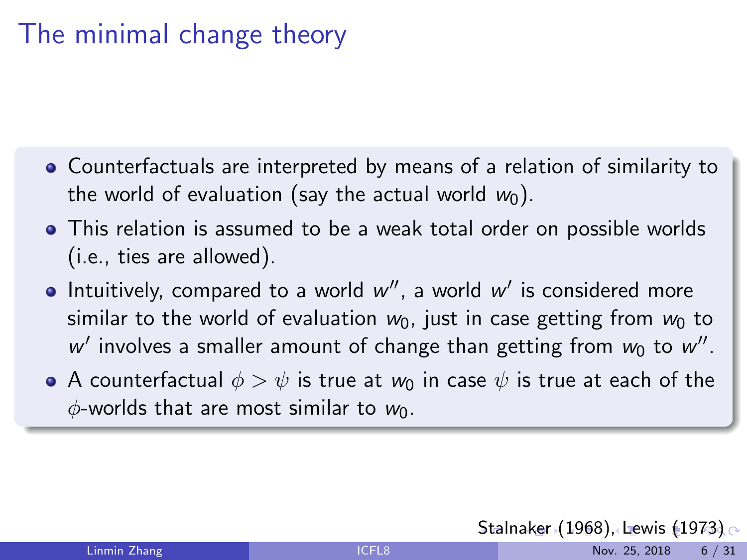# The minimal change theory

- Counterfactuals are interpreted by means of a relation of similarity to the world of evaluation (say the actual world $w_0$).
- This relation is assumed to be a weak total order on possible worlds (i.e., ties are allowed).
- Intuitively, compared to a world $w''$, a world $w'$ is considered more similar to the world of evaluation $w_0$, just in case getting from $w_0$ to $w'$ involves a smaller amount of change than getting from $w_0$ to $w''$.
- A counterfactual $\phi > \psi$ is true at $w_0$ in case $\psi$ is true at each of the $\phi$-worlds that are most similar to $w_0$.

Stalnaker (1968), Lewis (1973)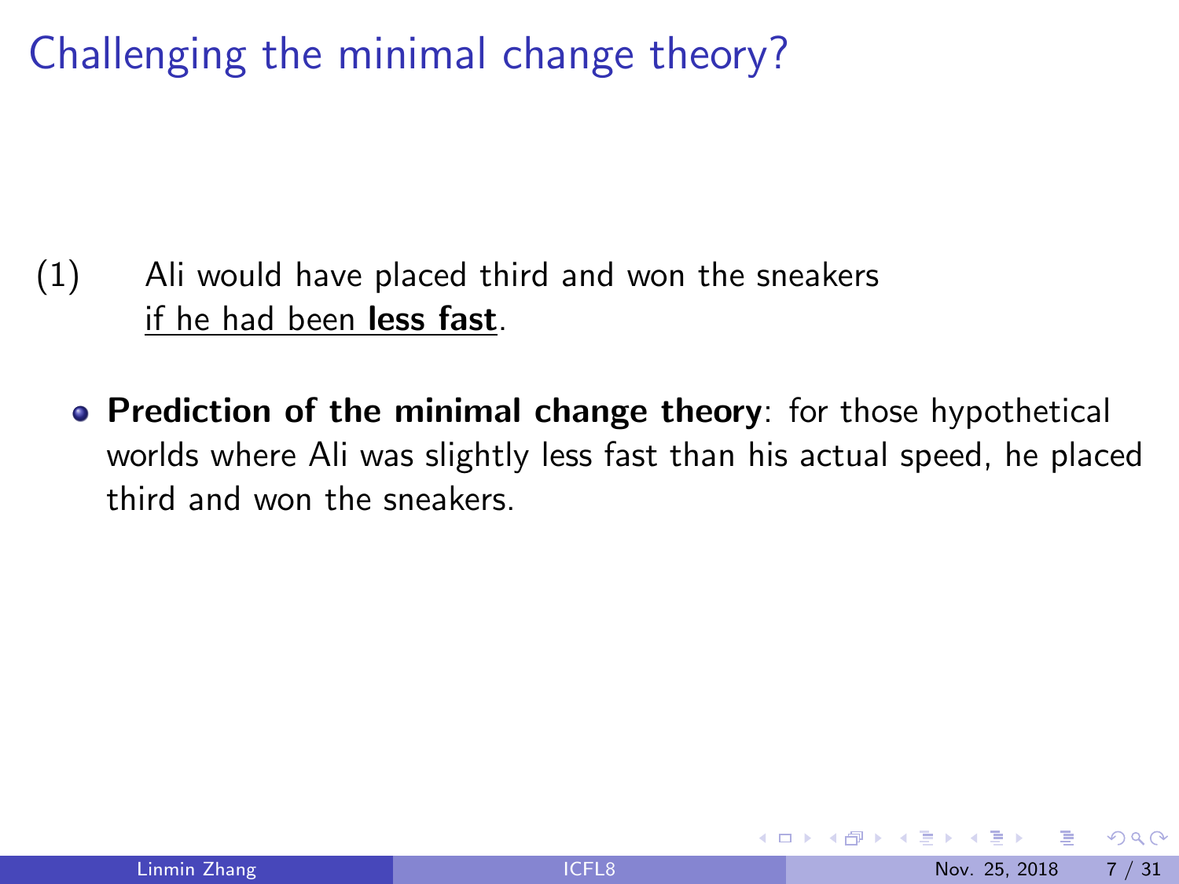# Challenging the minimal change theory?

(1) Ali would have placed third and won the sneakers
if he had been **less fast**.

- **Prediction of the minimal change theory**: for those hypothetical worlds where Ali was slightly less fast than his actual speed, he placed third and won the sneakers.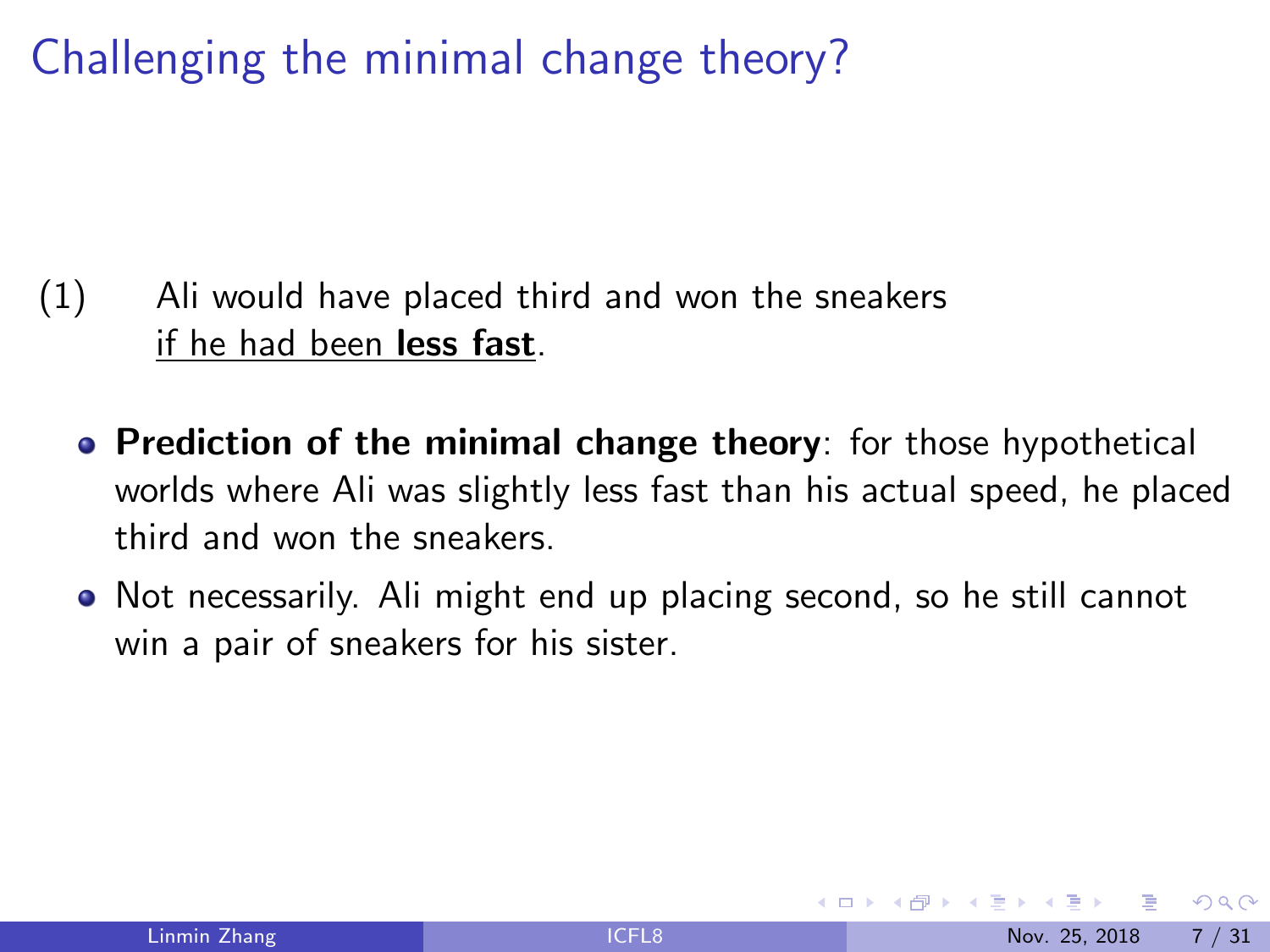# Challenging the minimal change theory?

(1) Ali would have placed third and won the sneakers <u>if he had been **less fast**</u>.

- **Prediction of the minimal change theory**: for those hypothetical worlds where Ali was slightly less fast than his actual speed, he placed third and won the sneakers.
- Not necessarily. Ali might end up placing second, so he still cannot win a pair of sneakers for his sister.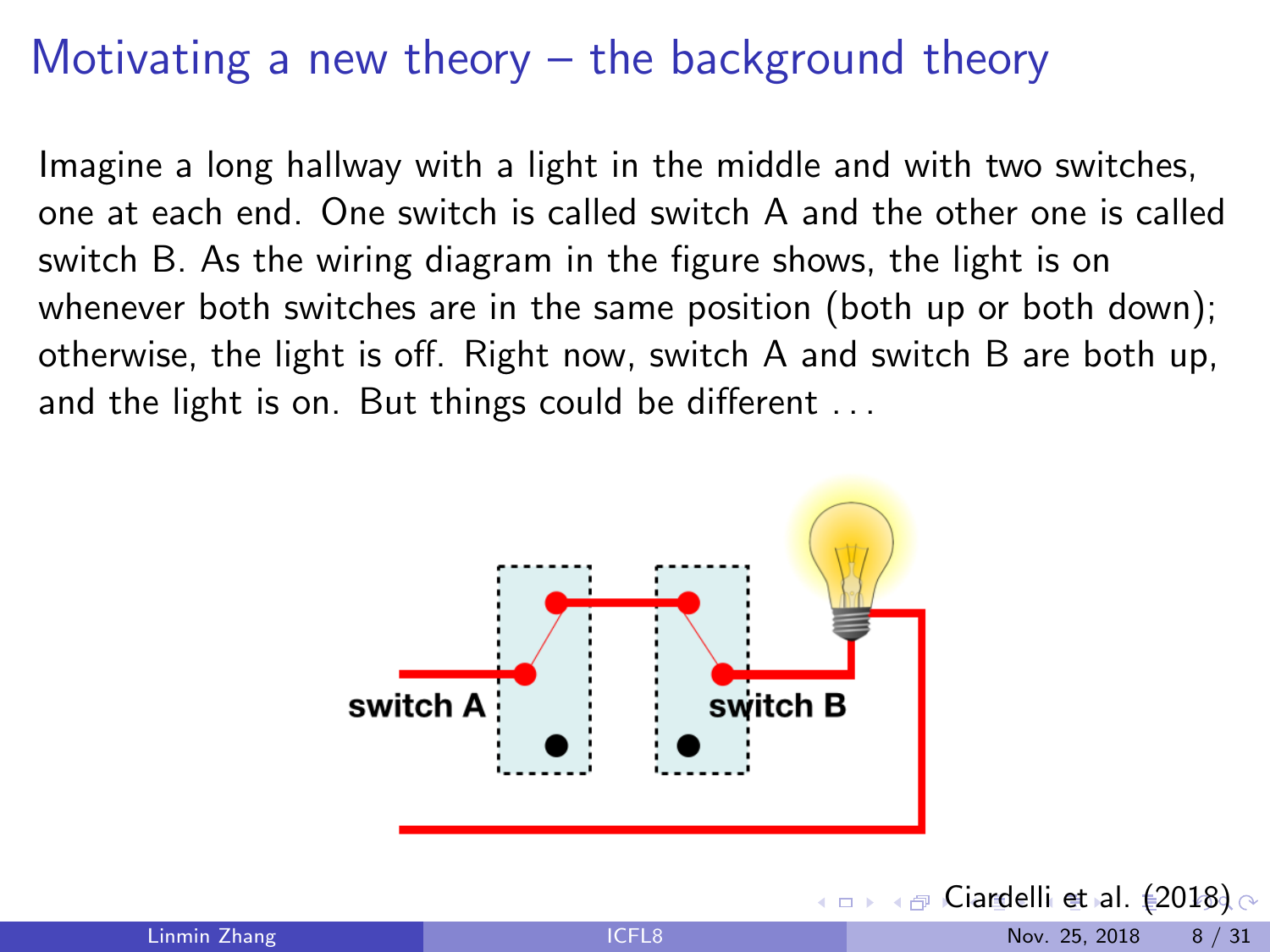# Motivating a new theory – the background theory

Imagine a long hallway with a light in the middle and with two switches, one at each end. One switch is called switch A and the other one is called switch B. As the wiring diagram in the figure shows, the light is on whenever both switches are in the same position (both up or both down); otherwise, the light is off. Right now, switch A and switch B are both up, and the light is on. But things could be different ...

Ciardelli et al. (2018)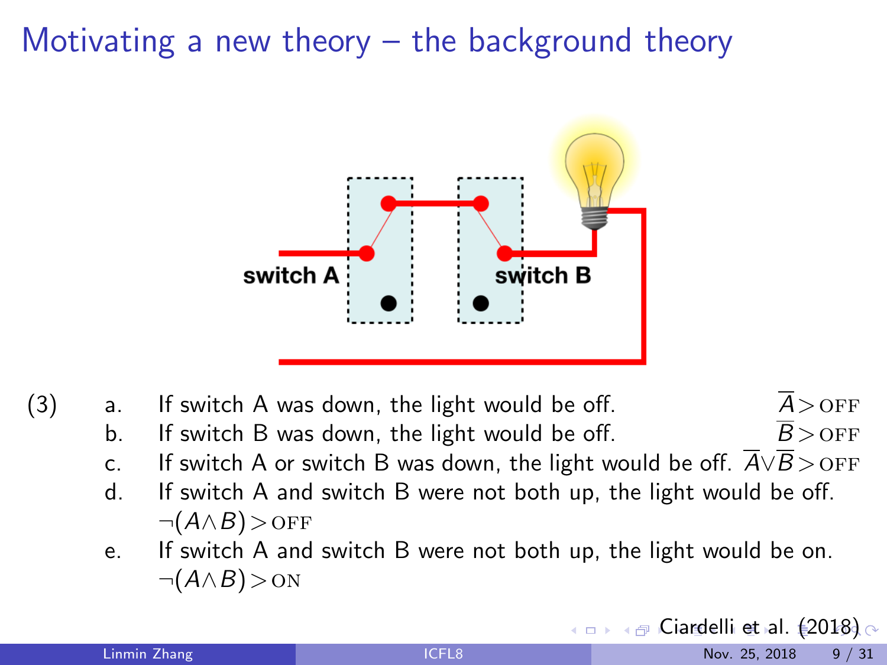# Motivating a new theory – the background theory

switch A

switch B

(3)

a. If switch A was down, the light would be off. $\overline{A} > \text{OFF}$

b. If switch B was down, the light would be off. $\overline{B} > \text{OFF}$

c. If switch A or switch B was down, the light would be off. $\overline{A} \vee \overline{B} > \text{OFF}$

d. If switch A and switch B were not both up, the light would be off. $\neg(A \wedge B) > \text{OFF}$

e. If switch A and switch B were not both up, the light would be on. $\neg(A \wedge B) > \text{ON}$

Ciardelli et al. (2018)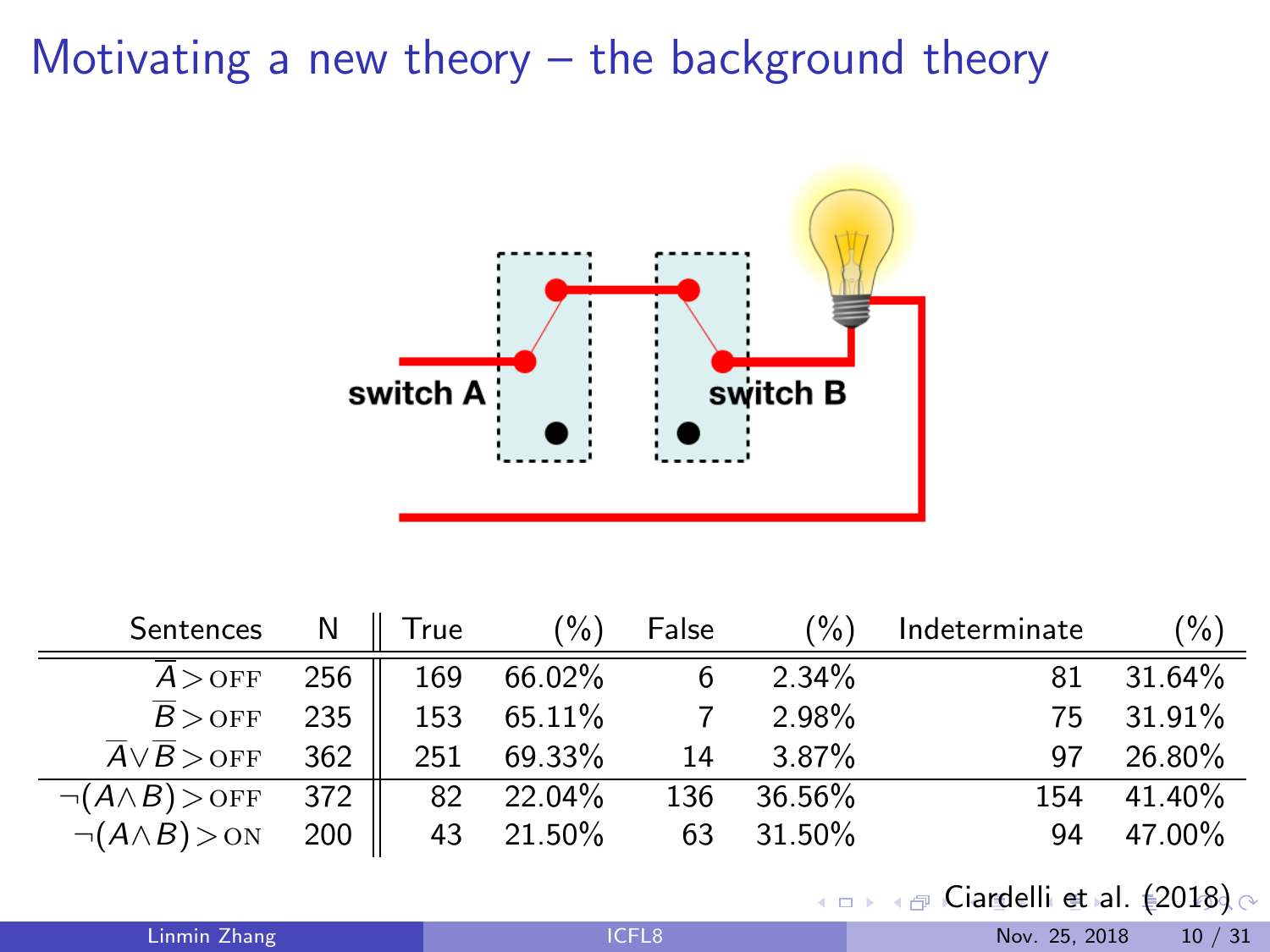# Motivating a new theory – the background theory

switch A

switch B

| Sentences | N | True | (%) | False | (%) | Indeterminate | (%) |
|---|---|---|---|---|---|---|---|
| $\overline{A} > \text{OFF}$ | 256 | 169 | 66.02% | 6 | 2.34% | 81 | 31.64% |
| $\overline{B} > \text{OFF}$ | 235 | 153 | 65.11% | 7 | 2.98% | 75 | 31.91% |
| $\overline{A} \vee \overline{B} > \text{OFF}$ | 362 | 251 | 69.33% | 14 | 3.87% | 97 | 26.80% |
| $\neg(A \wedge B) > \text{OFF}$ | 372 | 82 | 22.04% | 136 | 36.56% | 154 | 41.40% |
| $\neg(A \wedge B) > \text{ON}$ | 200 | 43 | 21.50% | 63 | 31.50% | 94 | 47.00% |

Ciardelli et al. (2018)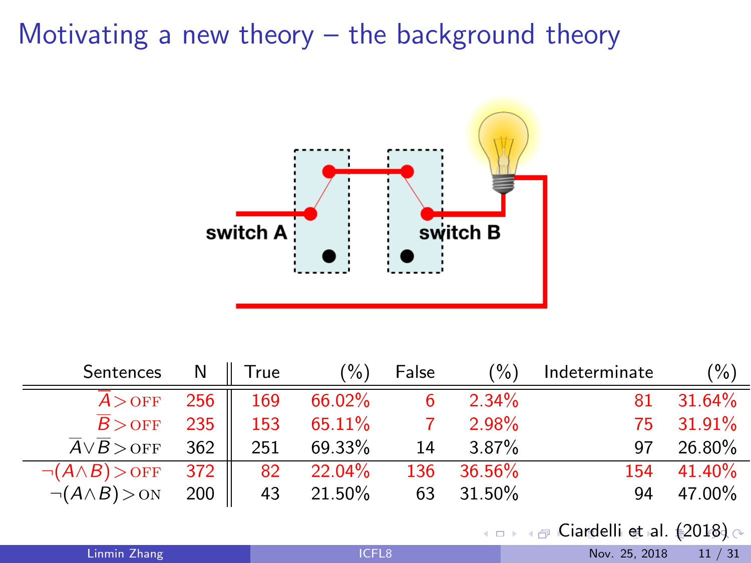# Motivating a new theory – the background theory

switch A

switch B

| Sentences | N | True | (%) | False | (%) | Indeterminate | (%) |
|---|---|---|---|---|---|---|---|
| $\overline{A} > \text{OFF}$ | 256 | 169 | 66.02% | 6 | 2.34% | 81 | 31.64% |
| $\overline{B} > \text{OFF}$ | 235 | 153 | 65.11% | 7 | 2.98% | 75 | 31.91% |
| $\overline{A} \vee \overline{B} > \text{OFF}$ | 362 | 251 | 69.33% | 14 | 3.87% | 97 | 26.80% |
| $\neg(A \wedge B) > \text{OFF}$ | 372 | 82 | 22.04% | 136 | 36.56% | 154 | 41.40% |
| $\neg(A \wedge B) > \text{ON}$ | 200 | 43 | 21.50% | 63 | 31.50% | 94 | 47.00% |

Ciardelli et al. (2018)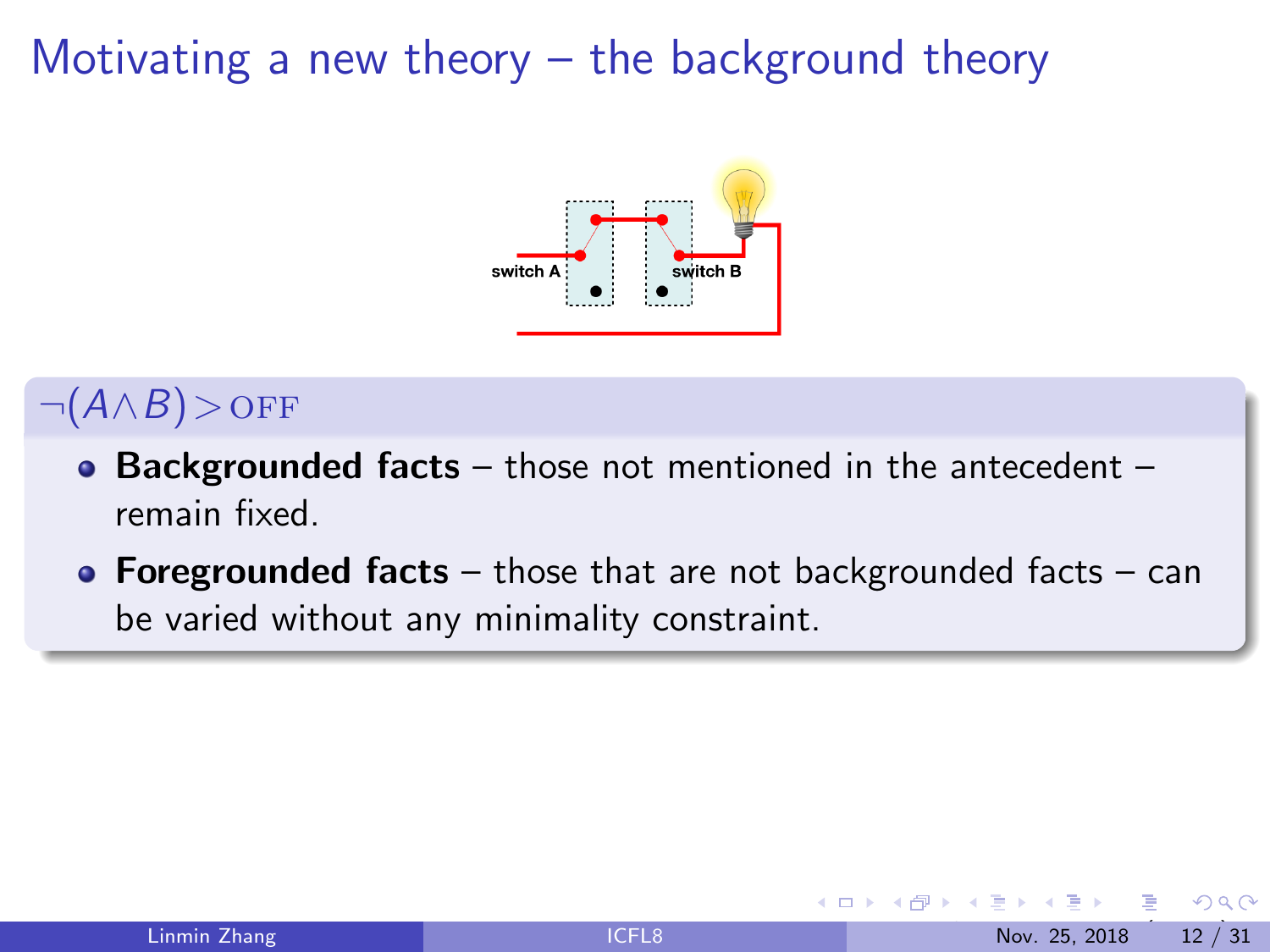# Motivating a new theory – the background theory

$\neg(A \wedge B) > \text{OFF}$

- **Backgrounded facts** – those not mentioned in the antecedent – remain fixed.
- **Foregrounded facts** – those that are not backgrounded facts – can be varied without any minimality constraint.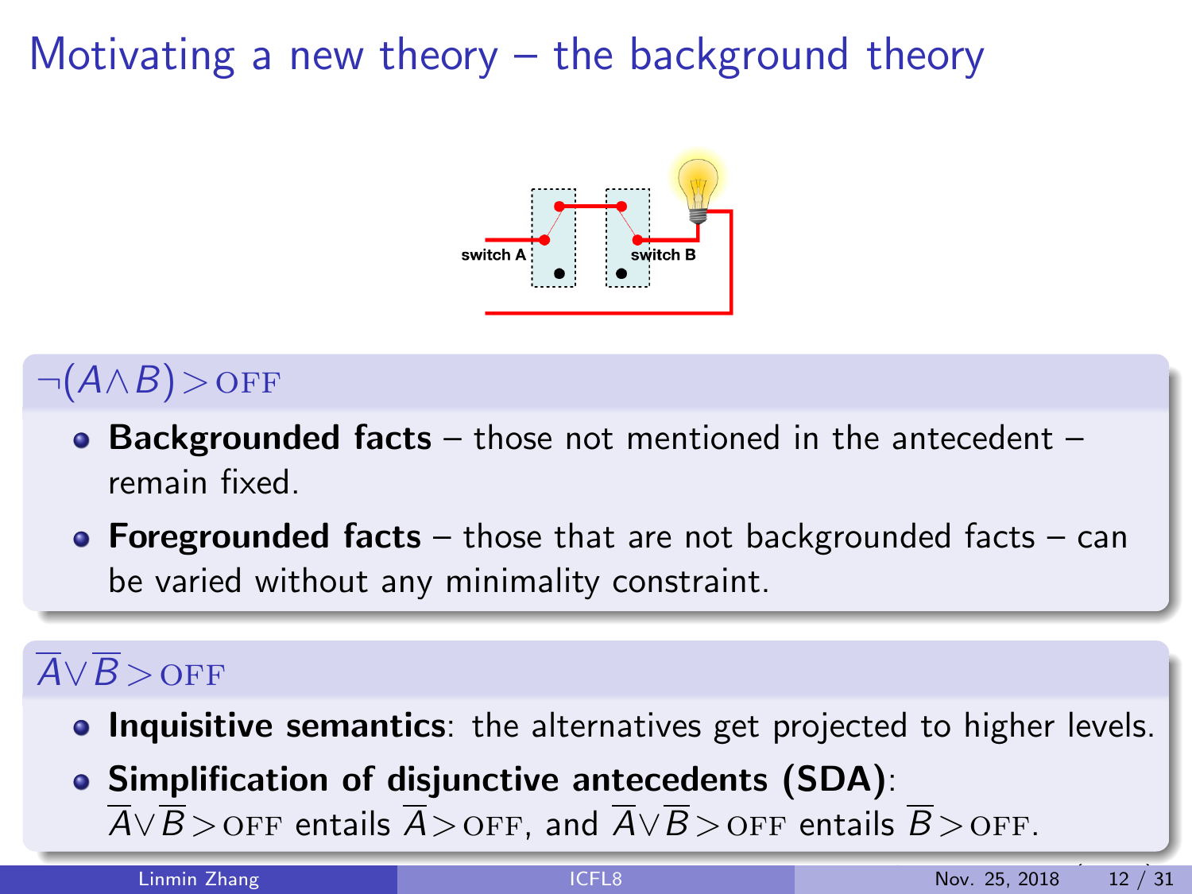# Motivating a new theory – the background theory

## $\neg(A \wedge B) > \text{OFF}$

- **Backgrounded facts** – those not mentioned in the antecedent – remain fixed.
- **Foregrounded facts** – those that are not backgrounded facts – can be varied without any minimality constraint.

## $\overline{A} \vee \overline{B} > \text{OFF}$

- **Inquisitive semantics**: the alternatives get projected to higher levels.
- **Simplification of disjunctive antecedents (SDA)**: $\overline{A} \vee \overline{B} > \text{OFF}$ entails $\overline{A} > \text{OFF}$, and $\overline{A} \vee \overline{B} > \text{OFF}$ entails $\overline{B} > \text{OFF}$.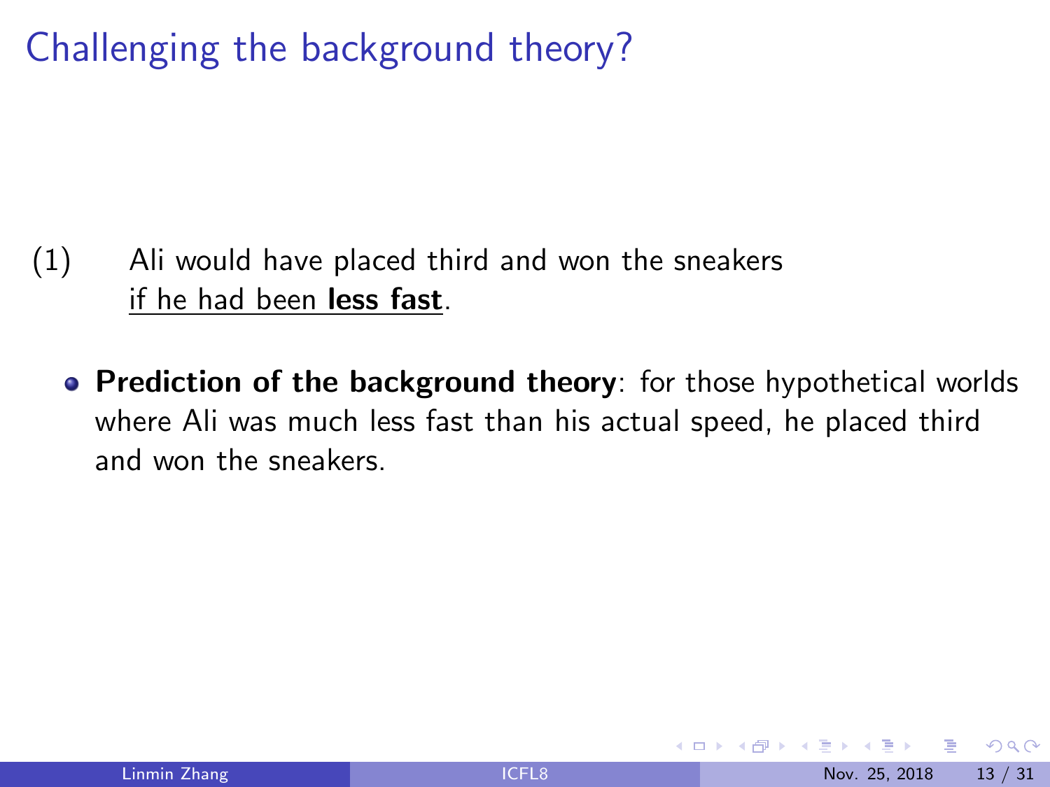# Challenging the background theory?

(1) Ali would have placed third and won the sneakers <u>if he had been **less fast**</u>.

- **Prediction of the background theory**: for those hypothetical worlds where Ali was much less fast than his actual speed, he placed third and won the sneakers.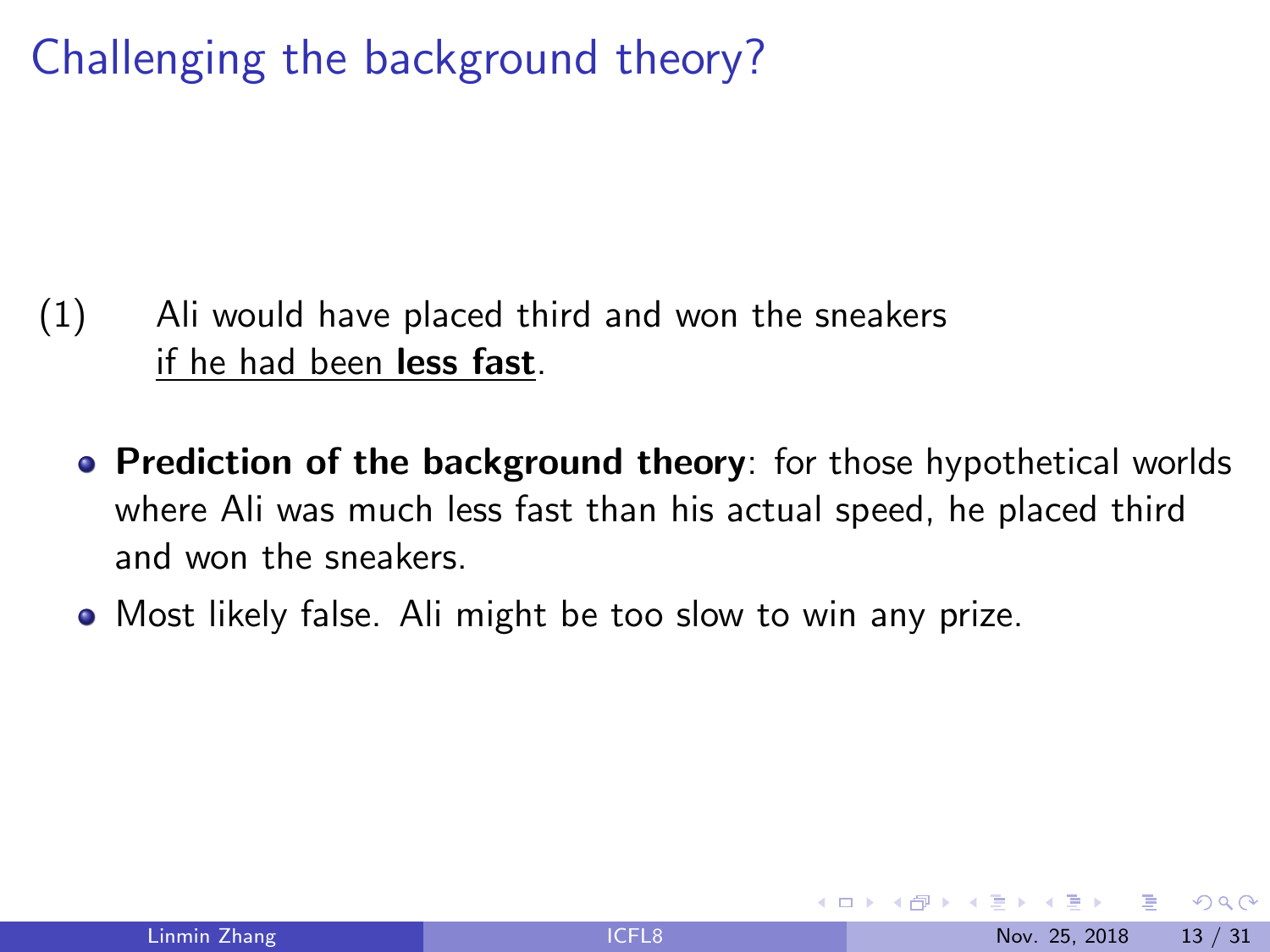# Challenging the background theory?

(1) Ali would have placed third and won the sneakers
<u>if he had been **less fast**</u>.

- **Prediction of the background theory**: for those hypothetical worlds where Ali was much less fast than his actual speed, he placed third and won the sneakers.
- Most likely false. Ali might be too slow to win any prize.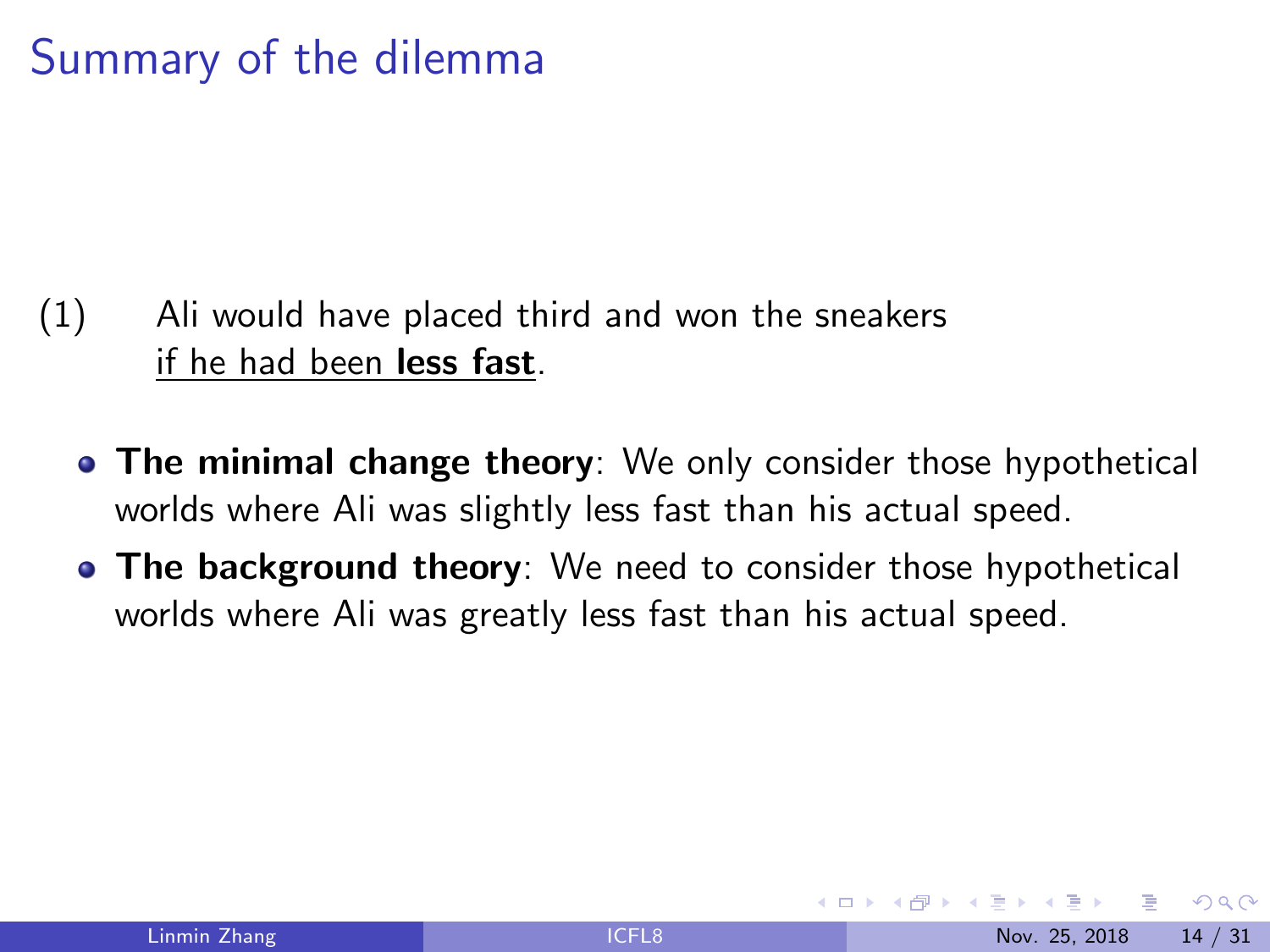# Summary of the dilemma

(1) Ali would have placed third and won the sneakers if he had been **less fast**.

- **The minimal change theory**: We only consider those hypothetical worlds where Ali was slightly less fast than his actual speed.
- **The background theory**: We need to consider those hypothetical worlds where Ali was greatly less fast than his actual speed.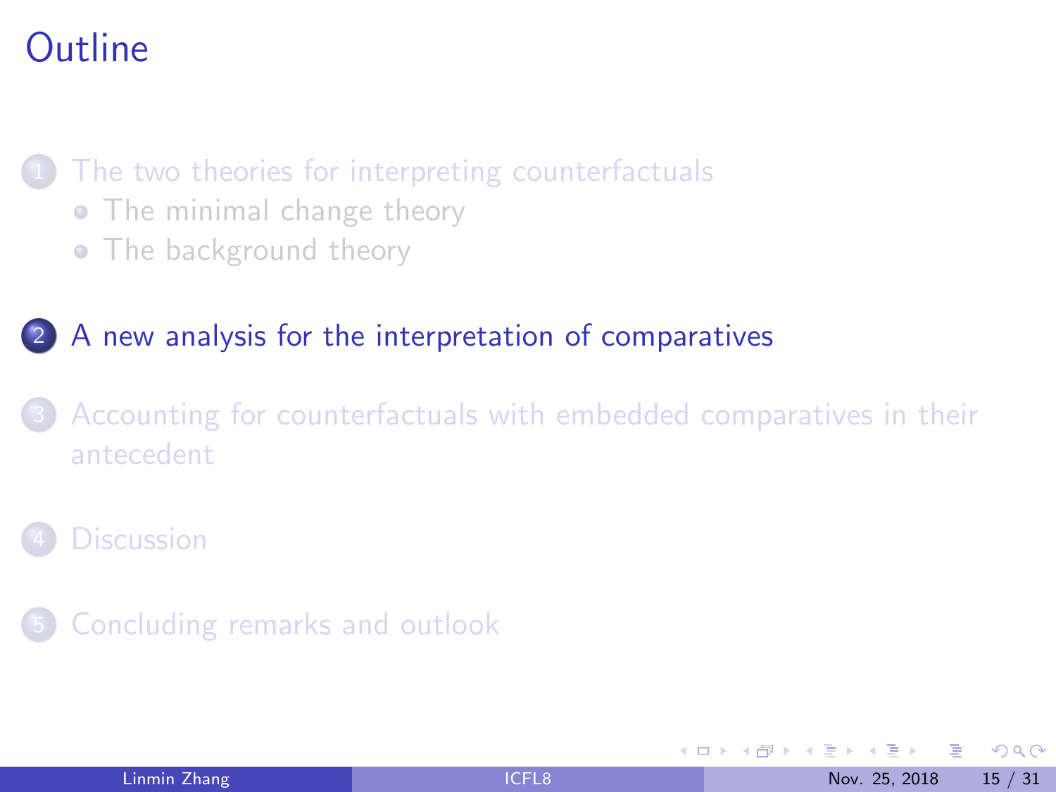# Outline

1. The two theories for interpreting counterfactuals
   - The minimal change theory
   - The background theory
2. A new analysis for the interpretation of comparatives
3. Accounting for counterfactuals with embedded comparatives in their antecedent
4. Discussion
5. Concluding remarks and outlook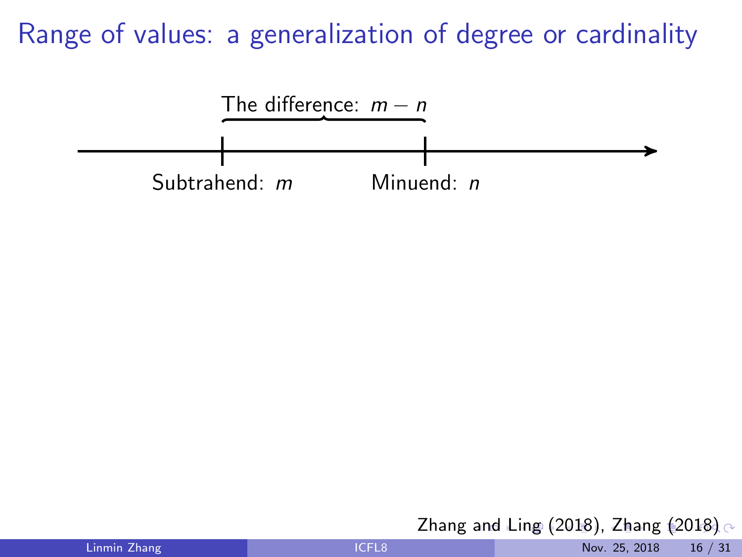# Range of values: a generalization of degree or cardinality

The difference: $m - n$

Subtrahend: $m$

Minuend: $n$

Zhang and Ling (2018), Zhang (2018)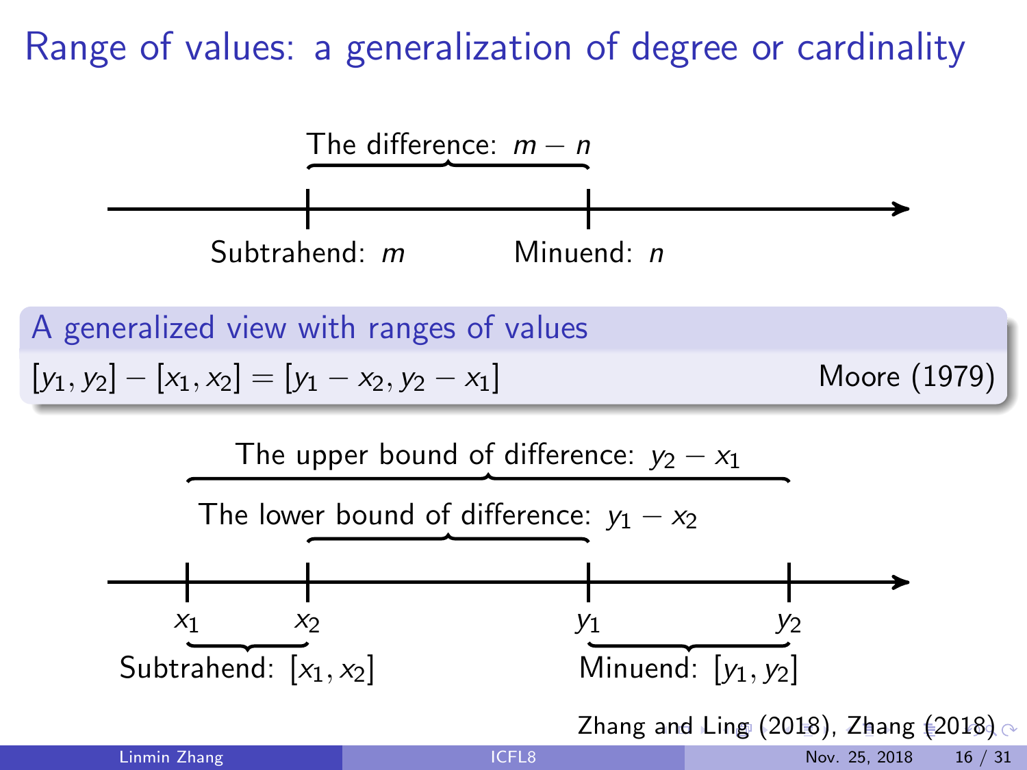# Range of values: a generalization of degree or cardinality

The difference: $m - n$

Subtrahend: $m$ Minuend: $n$

**A generalized view with ranges of values**

$[y_1, y_2] - [x_1, x_2] = [y_1 - x_2, y_2 - x_1]$ Moore (1979)

The upper bound of difference: $y_2 - x_1$

The lower bound of difference: $y_1 - x_2$

$x_1$ $x_2$ $y_1$ $y_2$

Subtrahend: $[x_1, x_2]$ Minuend: $[y_1, y_2]$

Zhang and Ling (2018), Zhang (2018)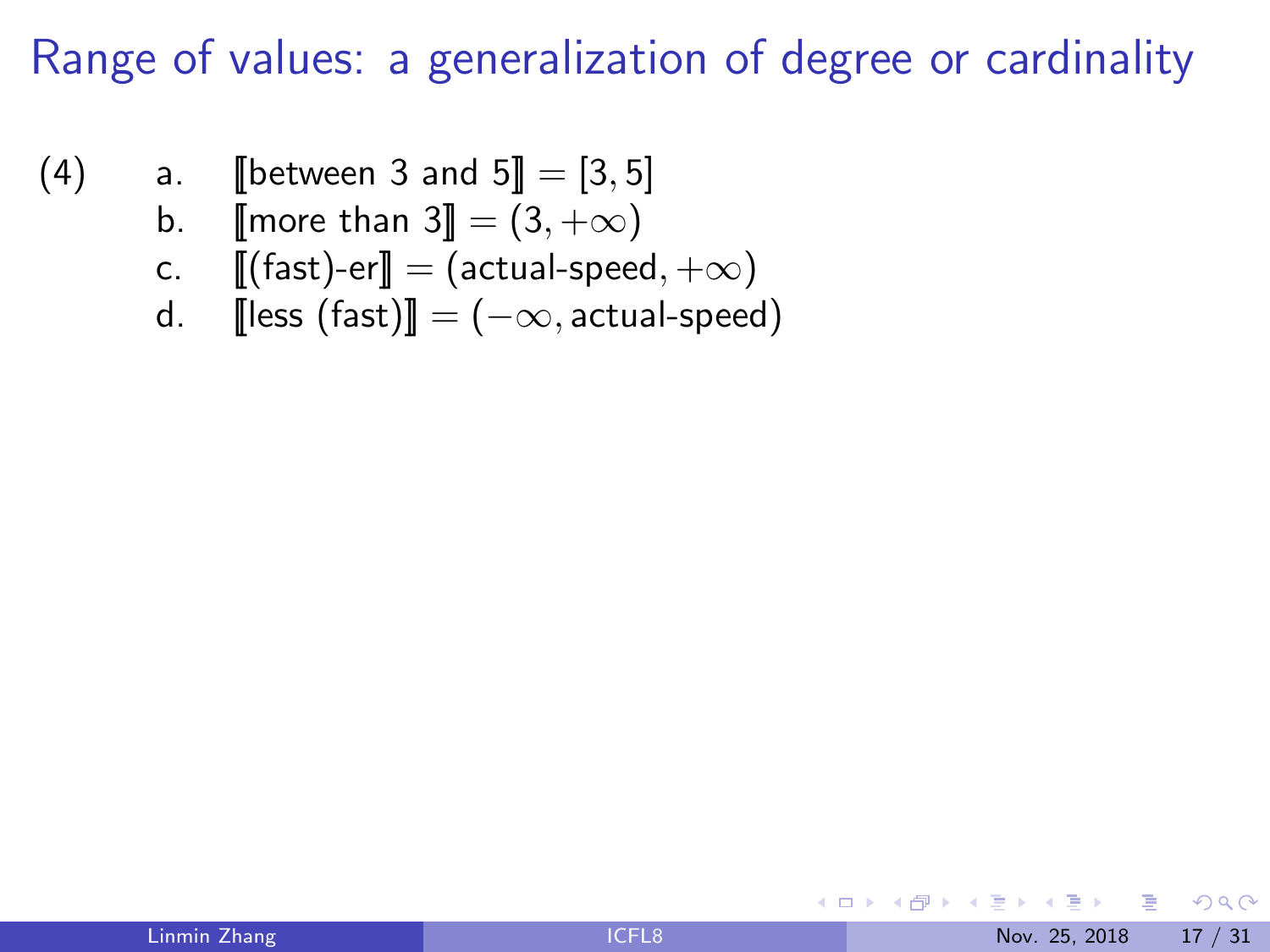# Range of values: a generalization of degree or cardinality

(4)
a. $[\![\text{between 3 and 5}]\!] = [3, 5]$
b. $[\![\text{more than 3}]\!] = (3, +\infty)$
c. $[\![\text{(fast)-er}]\!] = (\text{actual-speed}, +\infty)$
d. $[\![\text{less (fast)}]\!] = (-\infty, \text{actual-speed})$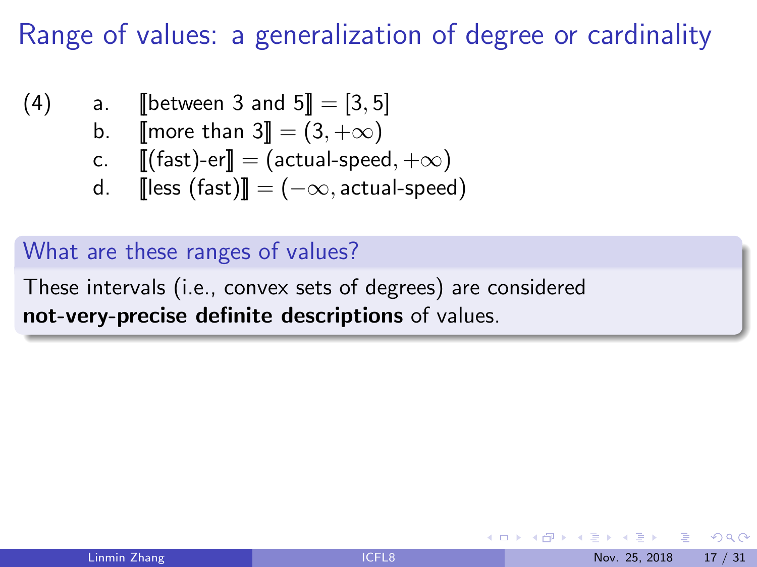# Range of values: a generalization of degree or cardinality

(4)
a. $[\![\text{between 3 and 5}]\!] = [3, 5]$
b. $[\![\text{more than 3}]\!] = (3, +\infty)$
c. $[\![\text{(fast)-er}]\!] = (\text{actual-speed}, +\infty)$
d. $[\![\text{less (fast)}]\!] = (-\infty, \text{actual-speed})$

**What are these ranges of values?**

These intervals (i.e., convex sets of degrees) are considered **not-very-precise definite descriptions** of values.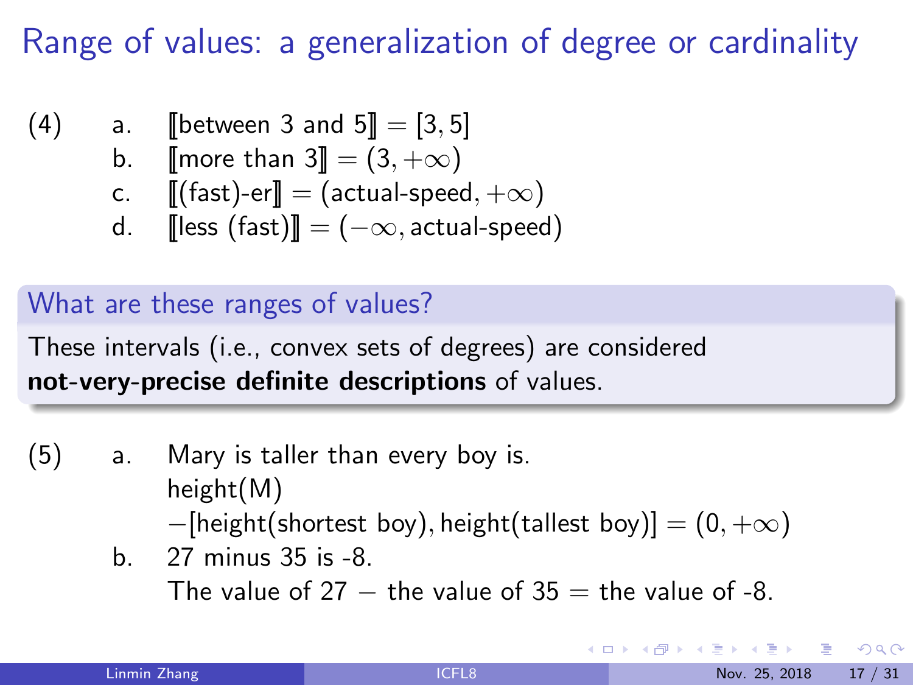# Range of values: a generalization of degree or cardinality

(4)
a. $[\![\text{between 3 and 5}]\!] = [3, 5]$
b. $[\![\text{more than 3}]\!] = (3, +\infty)$
c. $[\![\text{(fast)-er}]\!] = (\text{actual-speed}, +\infty)$
d. $[\![\text{less (fast)}]\!] = (-\infty, \text{actual-speed})$

**What are these ranges of values?**

These intervals (i.e., convex sets of degrees) are considered **not-very-precise definite descriptions** of values.

(5)
a. Mary is taller than every boy is.
$\text{height(M)}$
$-[\text{height(shortest boy)}, \text{height(tallest boy)}] = (0, +\infty)$
b. 27 minus 35 is -8.
The value of 27 $-$ the value of 35 $=$ the value of -8.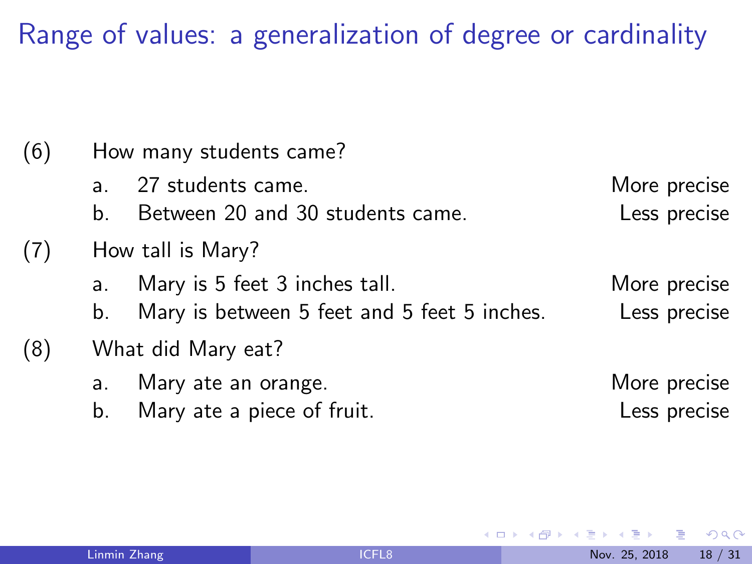# Range of values: a generalization of degree or cardinality

(6) How many students came?

a. 27 students came. — More precise

b. Between 20 and 30 students came. — Less precise

(7) How tall is Mary?

a. Mary is 5 feet 3 inches tall. — More precise

b. Mary is between 5 feet and 5 feet 5 inches. — Less precise

(8) What did Mary eat?

a. Mary ate an orange. — More precise

b. Mary ate a piece of fruit. — Less precise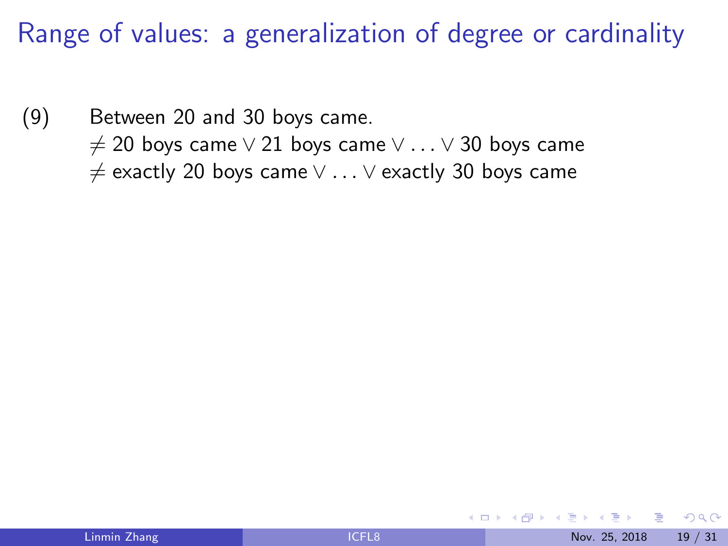# Range of values: a generalization of degree or cardinality

(9) Between 20 and 30 boys came.
$\neq$ 20 boys came $\vee$ 21 boys came $\vee \ldots \vee$ 30 boys came
$\neq$ exactly 20 boys came $\vee \ldots \vee$ exactly 30 boys came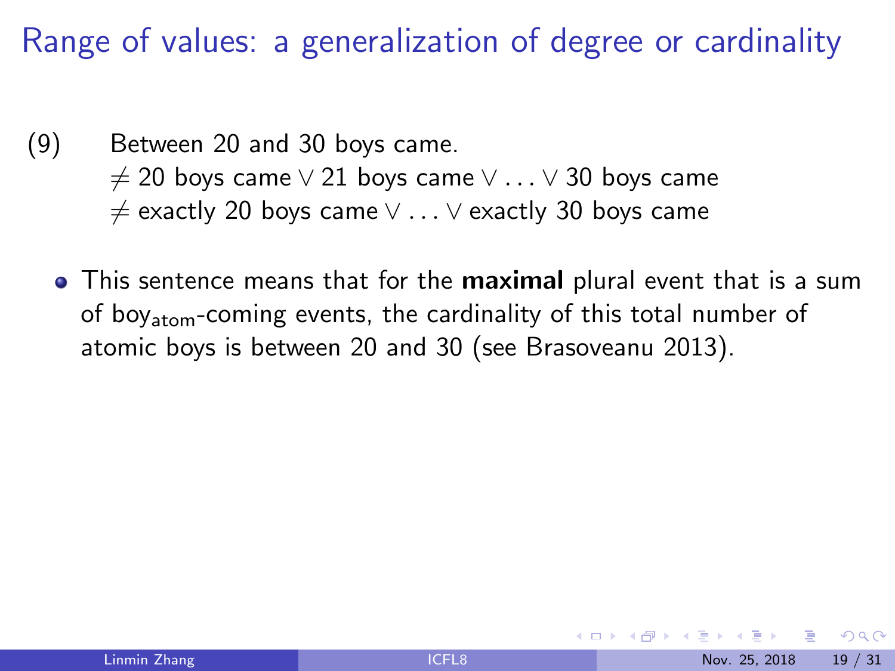# Range of values: a generalization of degree or cardinality

(9) Between 20 and 30 boys came.
$\neq$ 20 boys came $\vee$ 21 boys came $\vee \ldots \vee$ 30 boys came
$\neq$ exactly 20 boys came $\vee \ldots \vee$ exactly 30 boys came

- This sentence means that for the **maximal** plural event that is a sum of $\text{boy}_{\text{atom}}$-coming events, the cardinality of this total number of atomic boys is between 20 and 30 (see Brasoveanu 2013).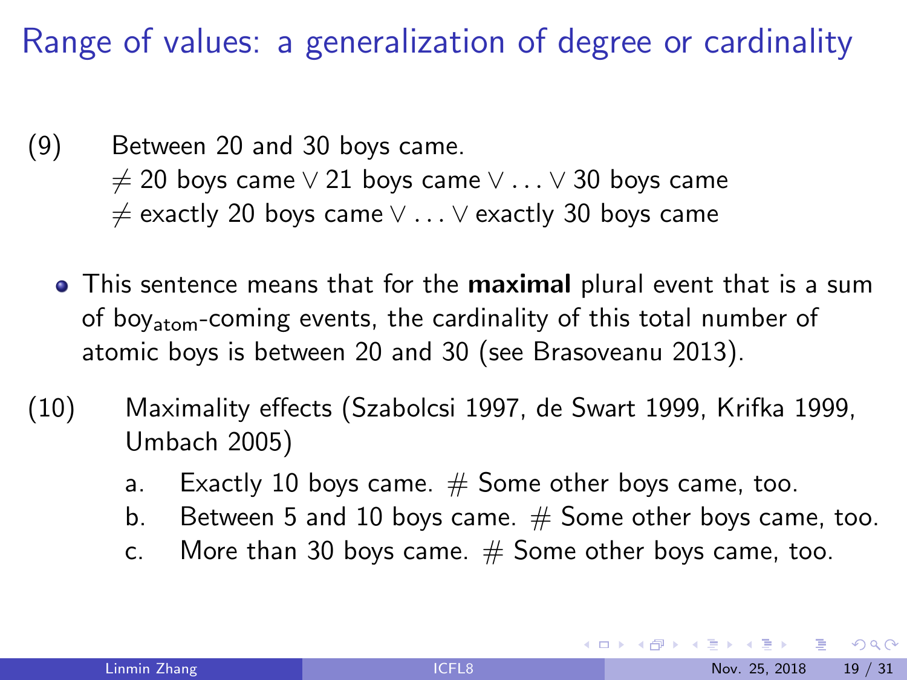# Range of values: a generalization of degree or cardinality

(9) Between 20 and 30 boys came.
$\neq$ 20 boys came $\vee$ 21 boys came $\vee \ldots \vee$ 30 boys came
$\neq$ exactly 20 boys came $\vee \ldots \vee$ exactly 30 boys came

- This sentence means that for the **maximal** plural event that is a sum of $\text{boy}_{\text{atom}}$-coming events, the cardinality of this total number of atomic boys is between 20 and 30 (see Brasoveanu 2013).

(10) Maximality effects (Szabolcsi 1997, de Swart 1999, Krifka 1999, Umbach 2005)

a. Exactly 10 boys came. # Some other boys came, too.
b. Between 5 and 10 boys came. # Some other boys came, too.
c. More than 30 boys came. # Some other boys came, too.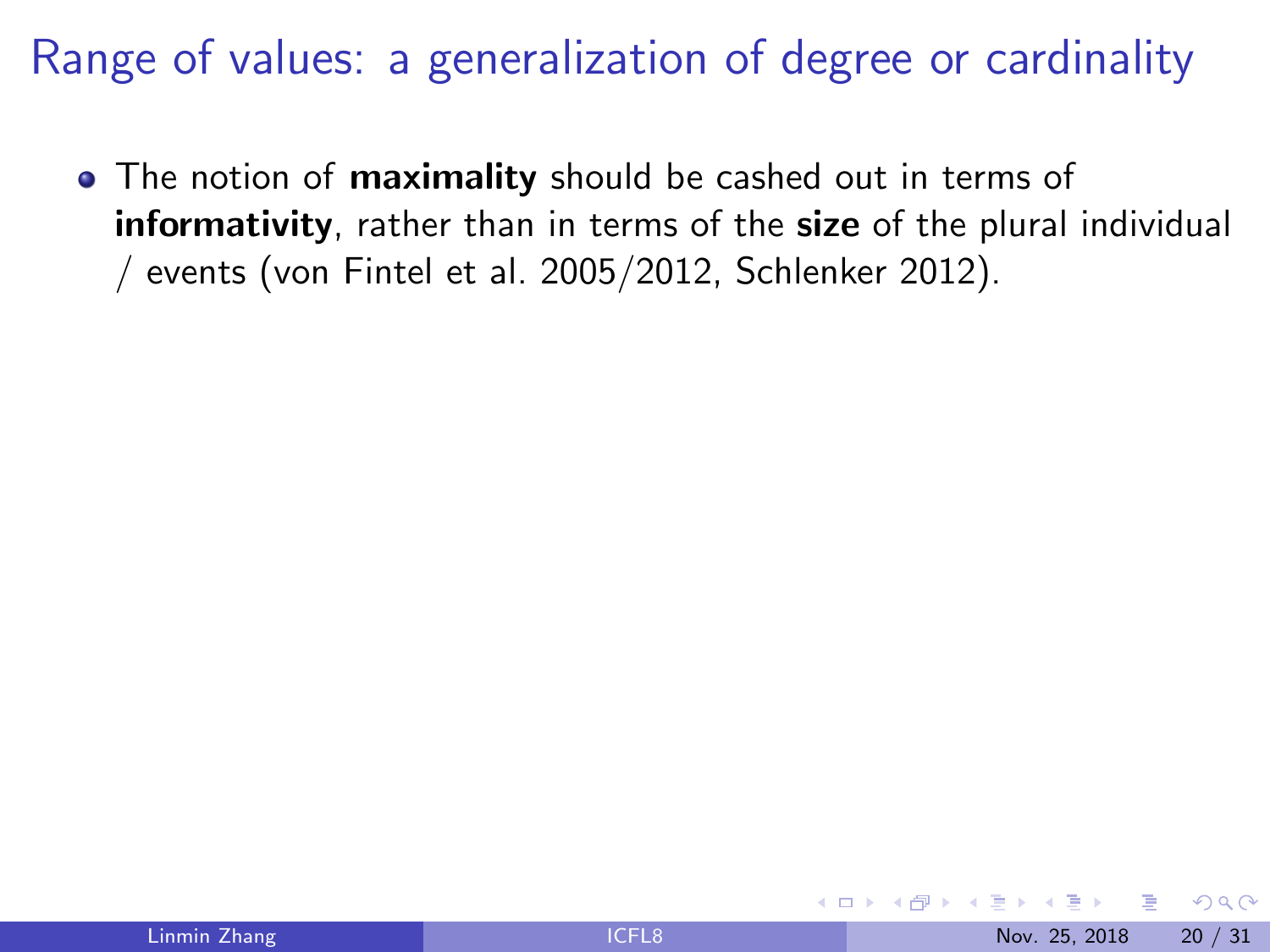# Range of values: a generalization of degree or cardinality

- The notion of **maximality** should be cashed out in terms of **informativity**, rather than in terms of the **size** of the plural individual / events (von Fintel et al. 2005/2012, Schlenker 2012).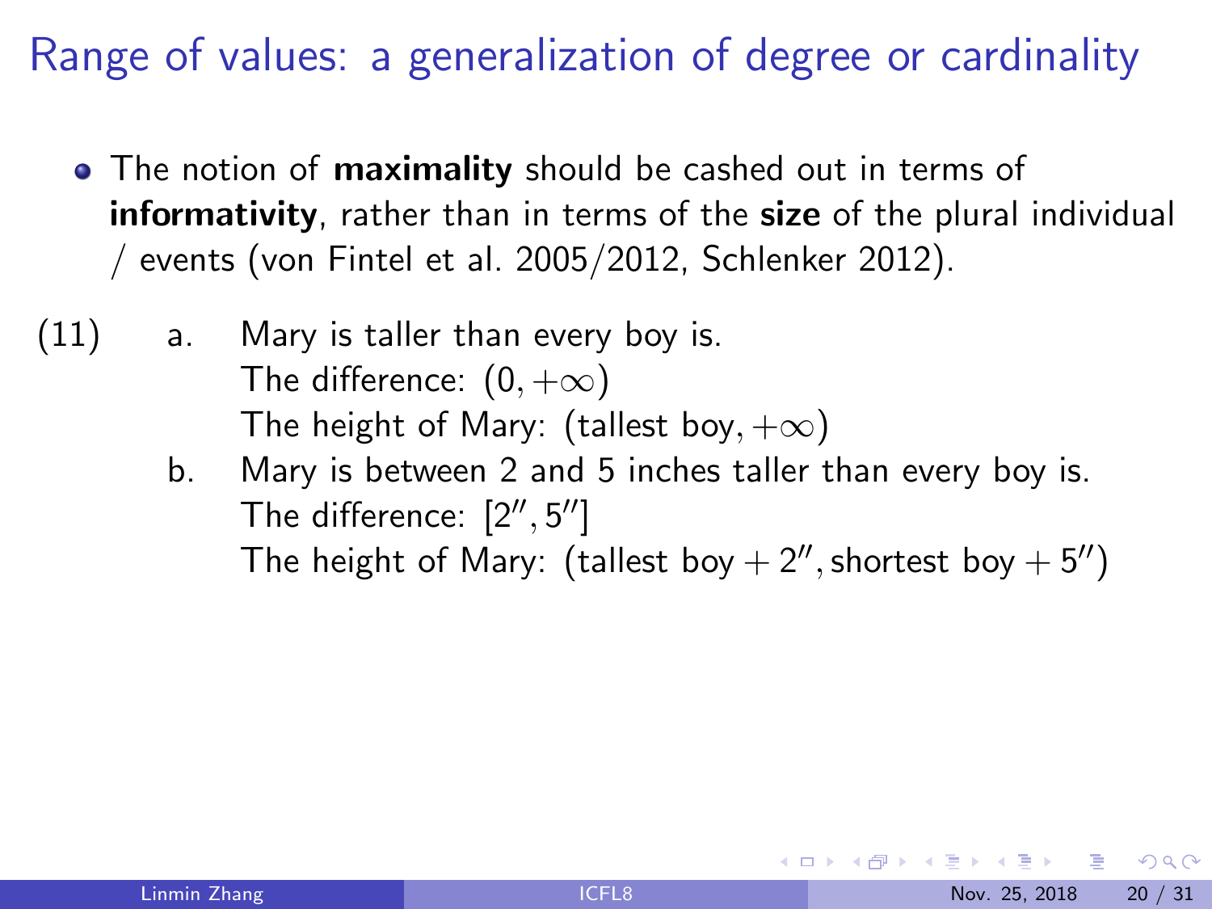# Range of values: a generalization of degree or cardinality

- The notion of **maximality** should be cashed out in terms of **informativity**, rather than in terms of the **size** of the plural individual / events (von Fintel et al. 2005/2012, Schlenker 2012).

(11)
a. Mary is taller than every boy is.
   The difference: $(0, +\infty)$
   The height of Mary: (tallest boy, $+\infty$)

b. Mary is between 2 and 5 inches taller than every boy is.
   The difference: $[2'', 5'']$
   The height of Mary: $(\text{tallest boy} + 2'', \text{shortest boy} + 5'')$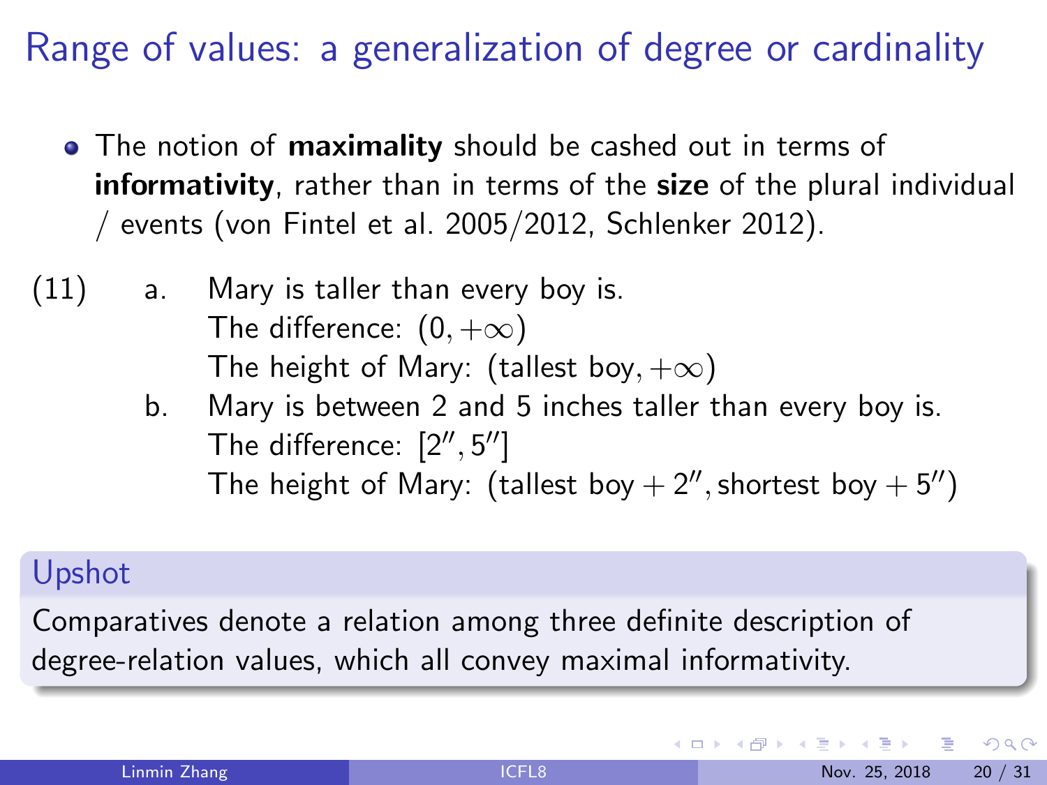# Range of values: a generalization of degree or cardinality

- The notion of **maximality** should be cashed out in terms of **informativity**, rather than in terms of the **size** of the plural individual / events (von Fintel et al. 2005/2012, Schlenker 2012).

(11)
a. Mary is taller than every boy is.
   The difference: $(0, +\infty)$
   The height of Mary: $(\text{tallest boy}, +\infty)$
b. Mary is between 2 and 5 inches taller than every boy is.
   The difference: $[2'', 5'']$
   The height of Mary: $(\text{tallest boy} + 2'', \text{shortest boy} + 5'')$

**Upshot**

Comparatives denote a relation among three definite description of degree-relation values, which all convey maximal informativity.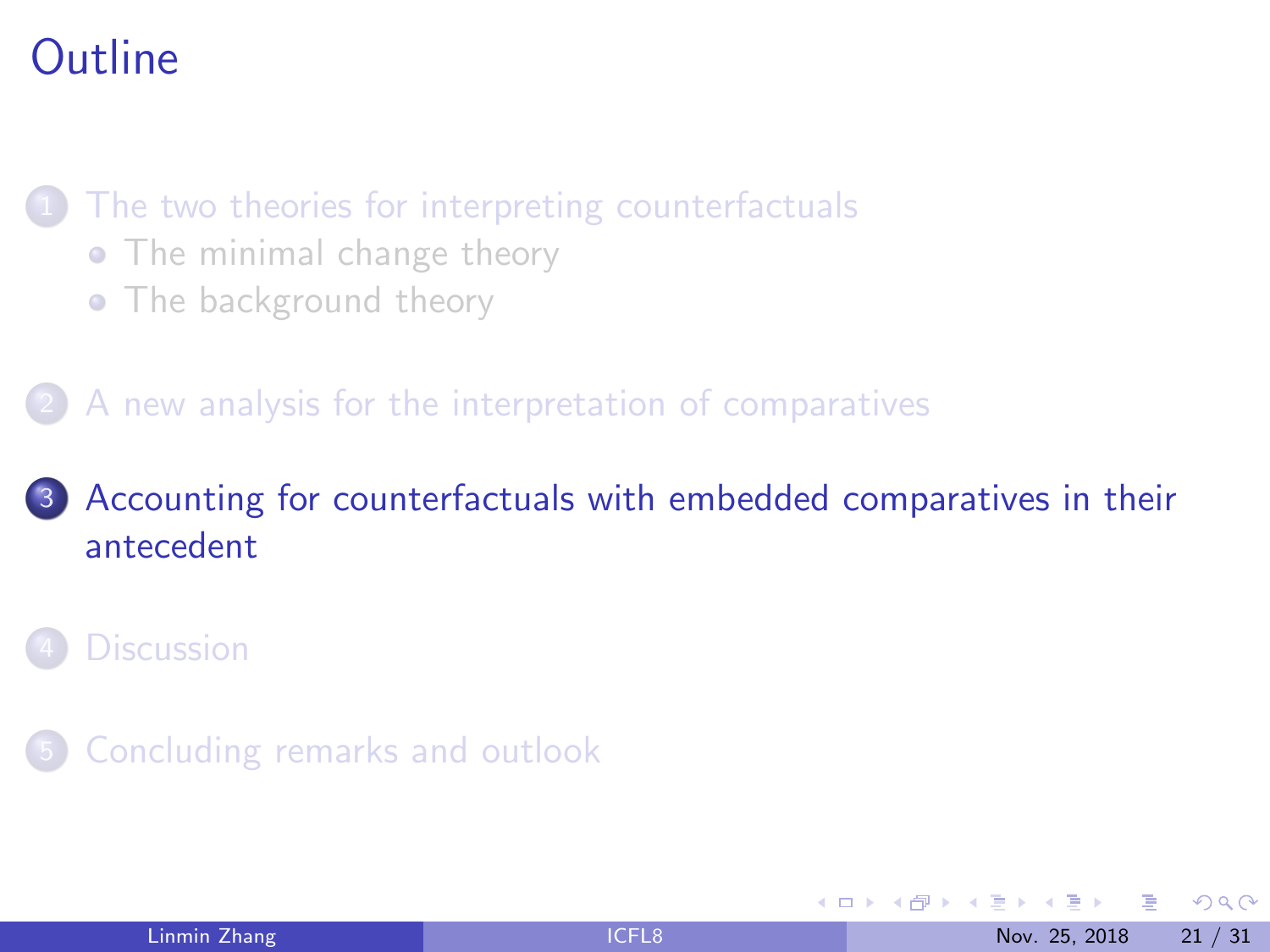# Outline

1. The two theories for interpreting counterfactuals
   - The minimal change theory
   - The background theory
2. A new analysis for the interpretation of comparatives
3. Accounting for counterfactuals with embedded comparatives in their antecedent
4. Discussion
5. Concluding remarks and outlook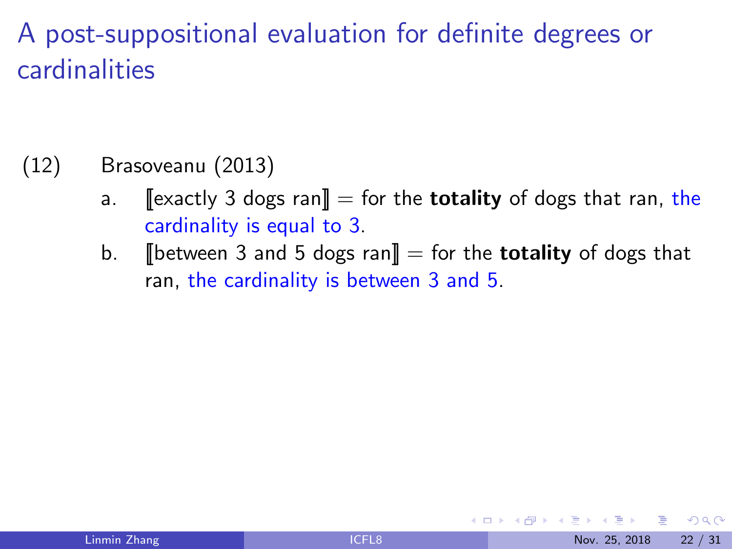# A post-suppositional evaluation for definite degrees or cardinalities

(12) Brasoveanu (2013)

a. ⟦exactly 3 dogs ran⟧ = for the **totality** of dogs that ran, the cardinality is equal to 3.

b. ⟦between 3 and 5 dogs ran⟧ = for the **totality** of dogs that ran, the cardinality is between 3 and 5.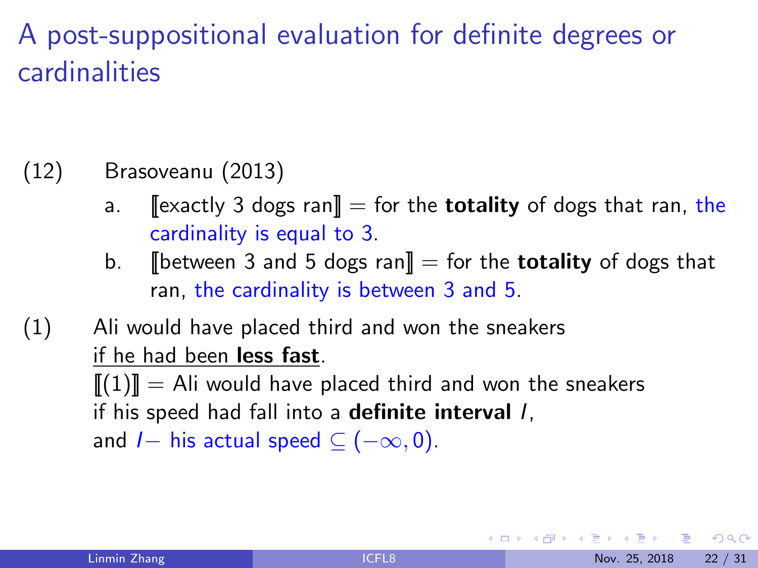# A post-suppositional evaluation for definite degrees or cardinalities

(12) Brasoveanu (2013)

a. ⟦exactly 3 dogs ran⟧ = for the **totality** of dogs that ran, the cardinality is equal to 3.

b. ⟦between 3 and 5 dogs ran⟧ = for the **totality** of dogs that ran, the cardinality is between 3 and 5.

(1) Ali would have placed third and won the sneakers
if he had been **less fast**.
⟦(1)⟧ = Ali would have placed third and won the sneakers
if his speed had fall into a **definite interval** $I$,
and $I -$ his actual speed $\subseteq (-\infty, 0)$.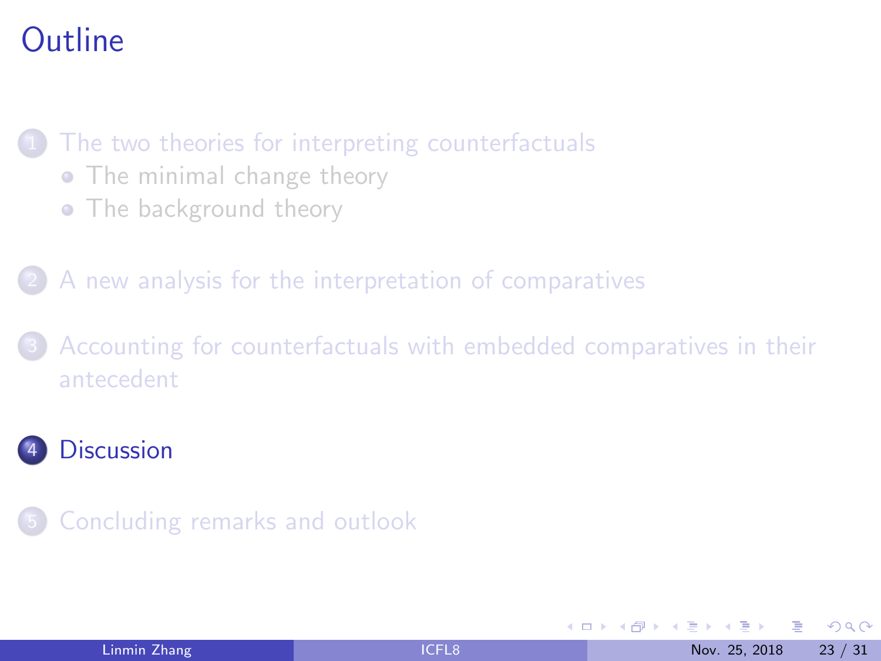# Outline

1. The two theories for interpreting counterfactuals
   - The minimal change theory
   - The background theory
2. A new analysis for the interpretation of comparatives
3. Accounting for counterfactuals with embedded comparatives in their antecedent
4. **Discussion**
5. Concluding remarks and outlook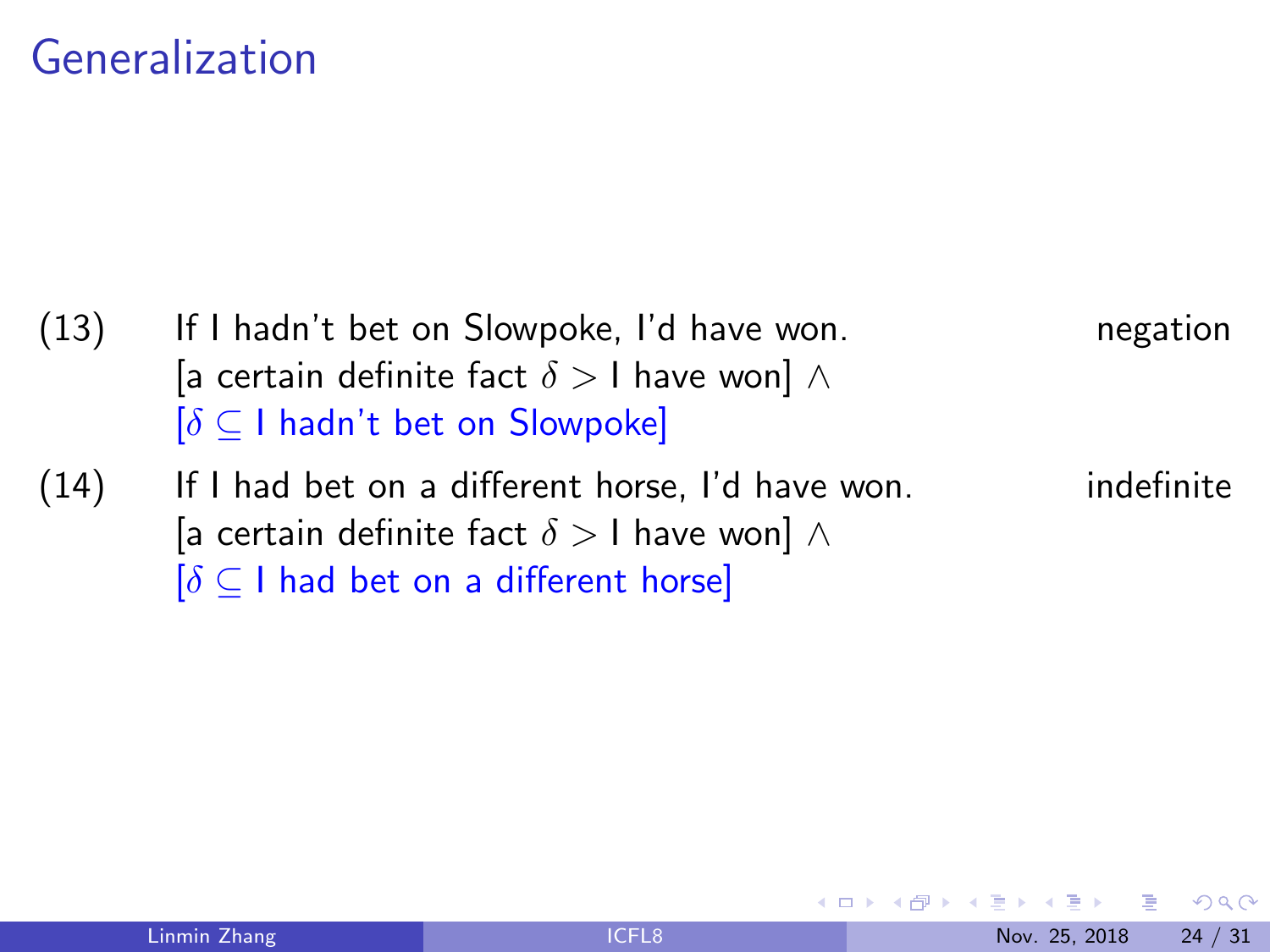# Generalization

(13) If I hadn't bet on Slowpoke, I'd have won. — negation

[a certain definite fact $\delta >$ I have won] $\wedge$
[$\delta \subseteq$ I hadn't bet on Slowpoke]

(14) If I had bet on a different horse, I'd have won. — indefinite

[a certain definite fact $\delta >$ I have won] $\wedge$
[$\delta \subseteq$ I had bet on a different horse]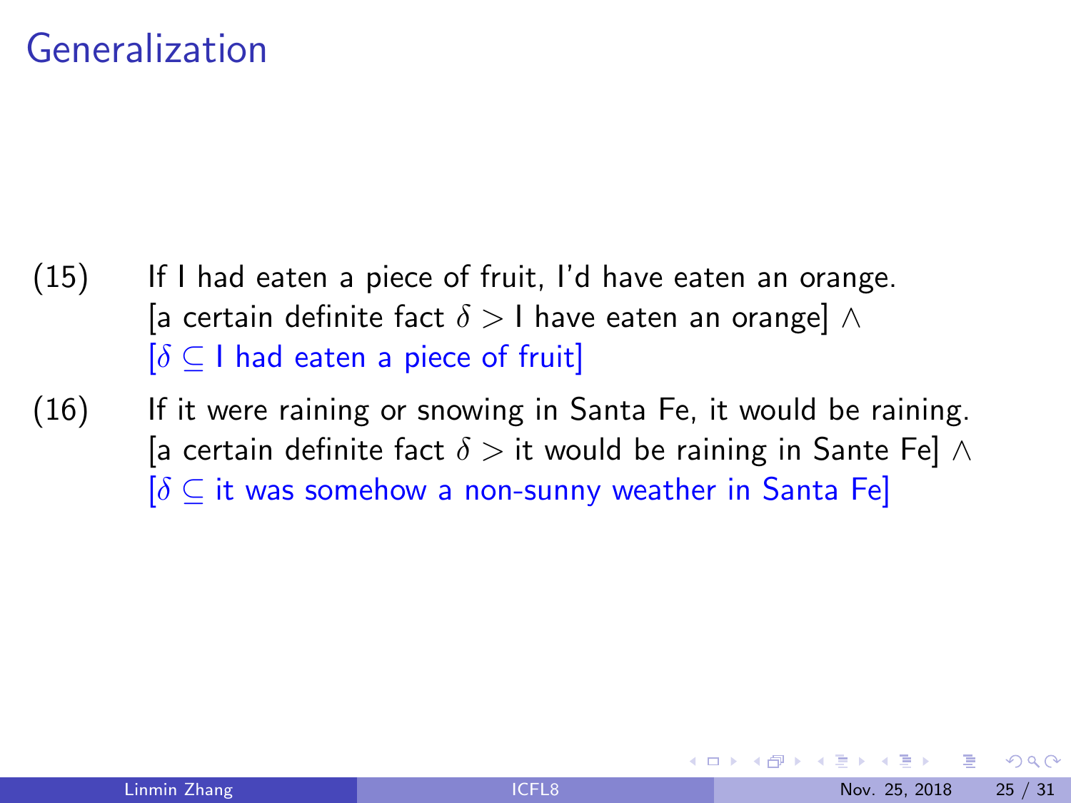# Generalization

(15) If I had eaten a piece of fruit, I'd have eaten an orange.
[a certain definite fact $\delta >$ I have eaten an orange] $\wedge$
[$\delta \subseteq$ I had eaten a piece of fruit]

(16) If it were raining or snowing in Santa Fe, it would be raining.
[a certain definite fact $\delta >$ it would be raining in Sante Fe] $\wedge$
[$\delta \subseteq$ it was somehow a non-sunny weather in Santa Fe]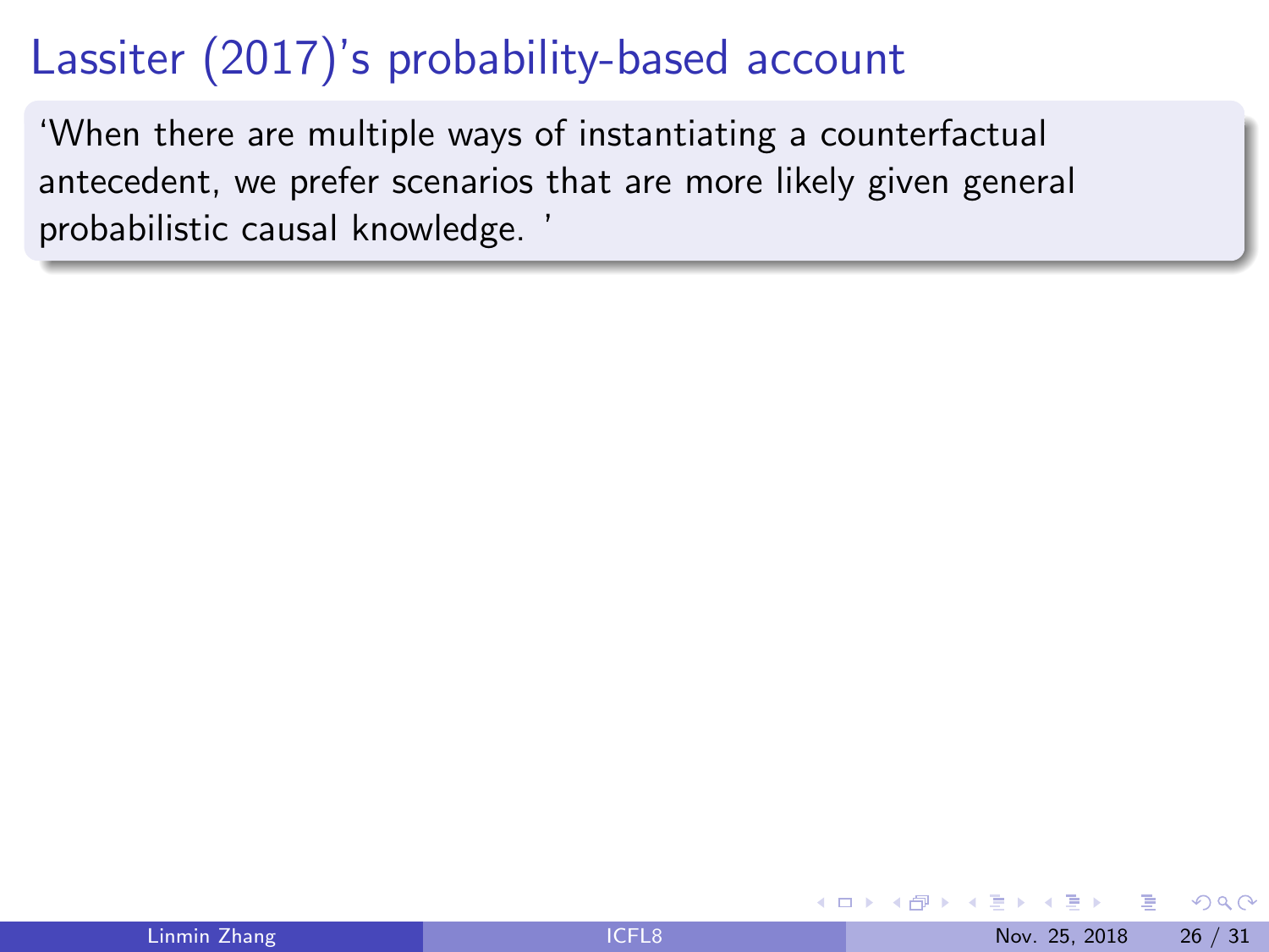# Lassiter (2017)'s probability-based account

'When there are multiple ways of instantiating a counterfactual antecedent, we prefer scenarios that are more likely given general probabilistic causal knowledge. '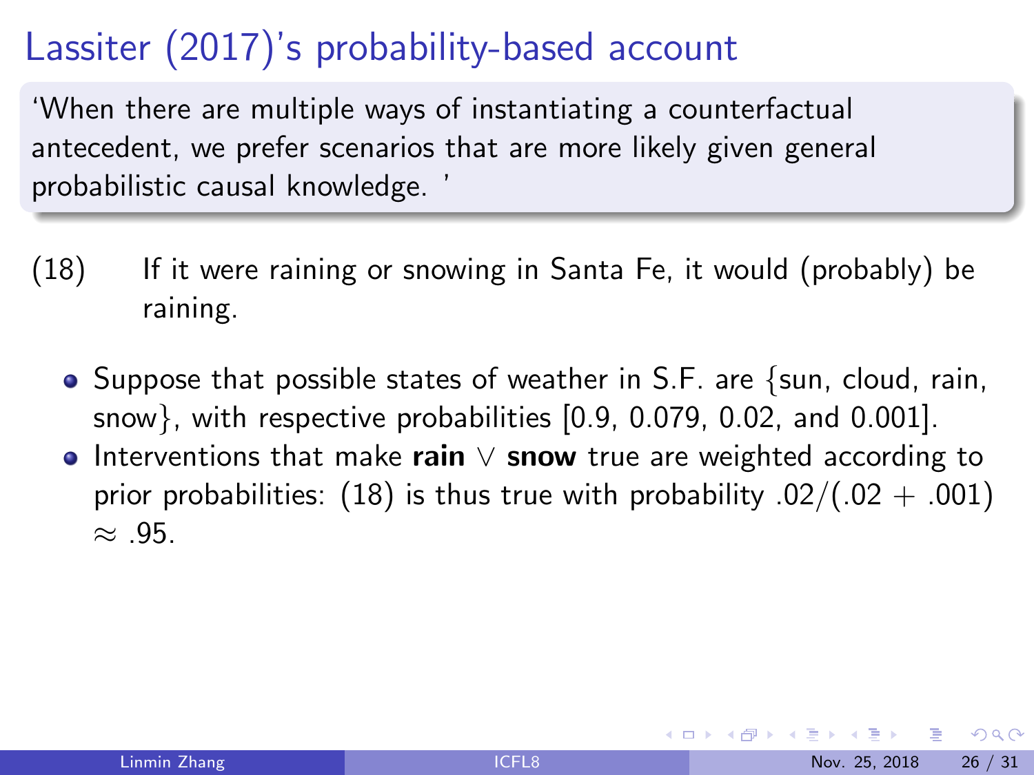# Lassiter (2017)'s probability-based account

'When there are multiple ways of instantiating a counterfactual antecedent, we prefer scenarios that are more likely given general probabilistic causal knowledge. '

(18) If it were raining or snowing in Santa Fe, it would (probably) be raining.

- Suppose that possible states of weather in S.F. are {sun, cloud, rain, snow}, with respective probabilities [0.9, 0.079, 0.02, and 0.001].
- Interventions that make **rain** $\vee$ **snow** true are weighted according to prior probabilities: (18) is thus true with probability $.02/(.02 + .001) \approx .95$.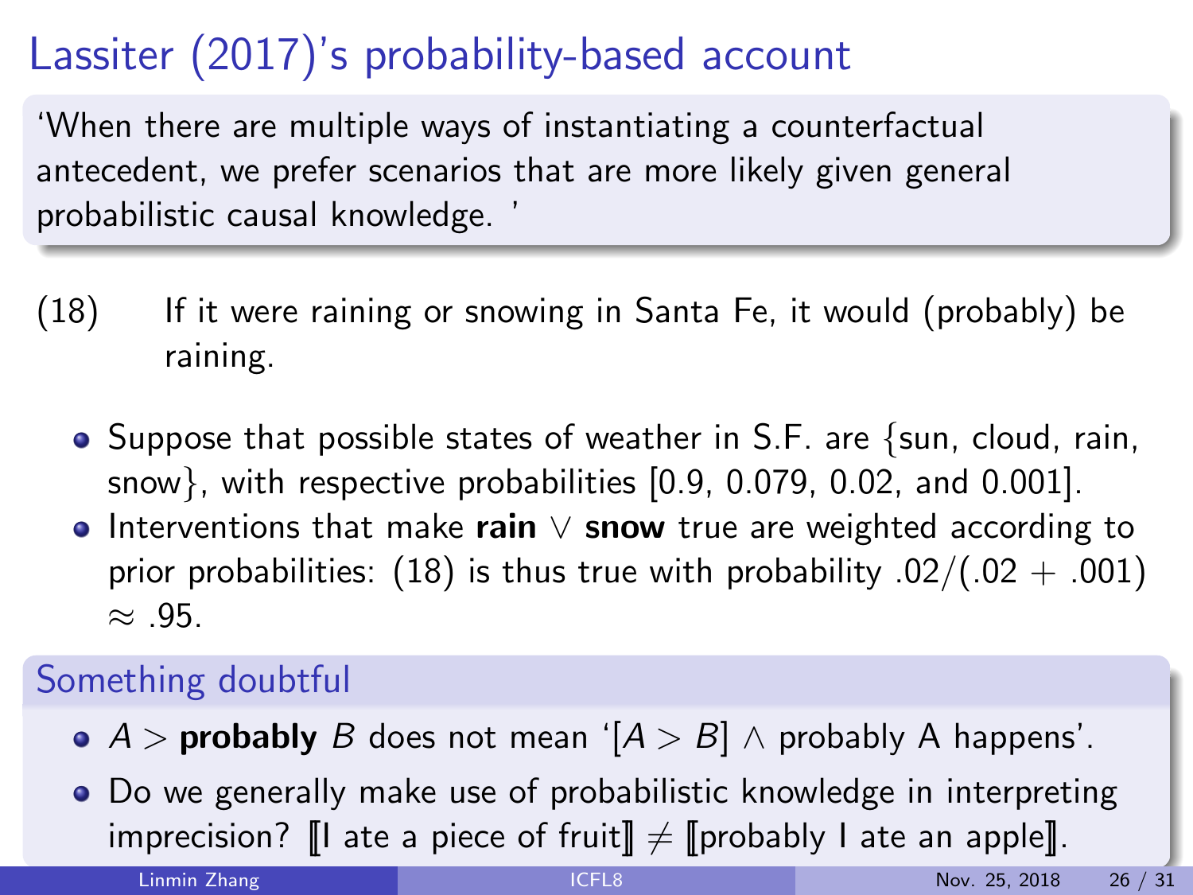# Lassiter (2017)'s probability-based account

'When there are multiple ways of instantiating a counterfactual antecedent, we prefer scenarios that are more likely given general probabilistic causal knowledge. '

(18) If it were raining or snowing in Santa Fe, it would (probably) be raining.

- Suppose that possible states of weather in S.F. are {sun, cloud, rain, snow}, with respective probabilities [0.9, 0.079, 0.02, and 0.001].
- Interventions that make **rain** $\vee$ **snow** true are weighted according to prior probabilities: (18) is thus true with probability $.02/(.02 + .001) \approx .95$.

## Something doubtful

- $A >$ **probably** $B$ does not mean '$[A > B] \wedge$ probably A happens'.
- Do we generally make use of probabilistic knowledge in interpreting imprecision? $[\![$I ate a piece of fruit$]\!] \neq [\![$probably I ate an apple$]\!]$.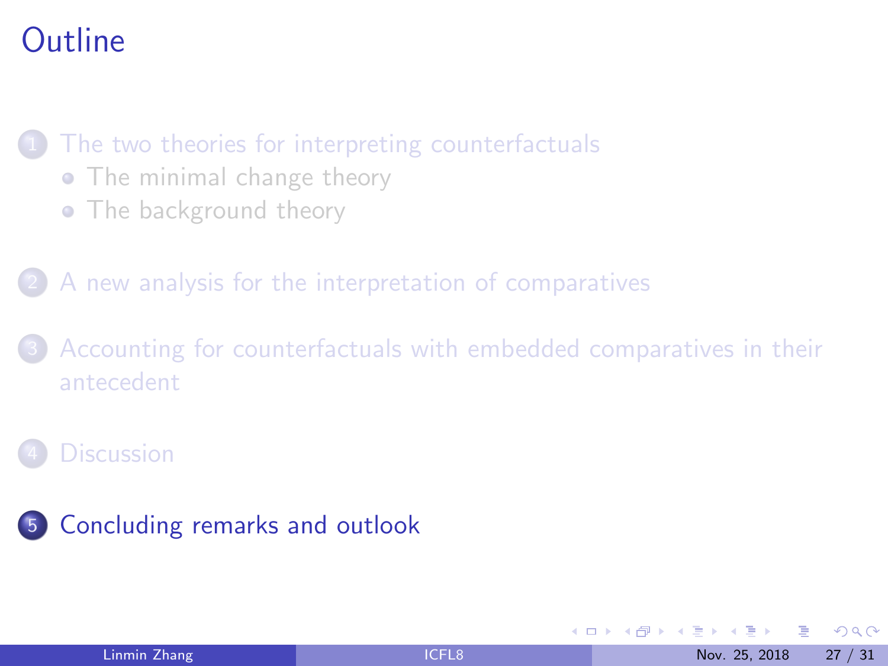# Outline

1. The two theories for interpreting counterfactuals
   - The minimal change theory
   - The background theory
2. A new analysis for the interpretation of comparatives
3. Accounting for counterfactuals with embedded comparatives in their antecedent
4. Discussion
5. Concluding remarks and outlook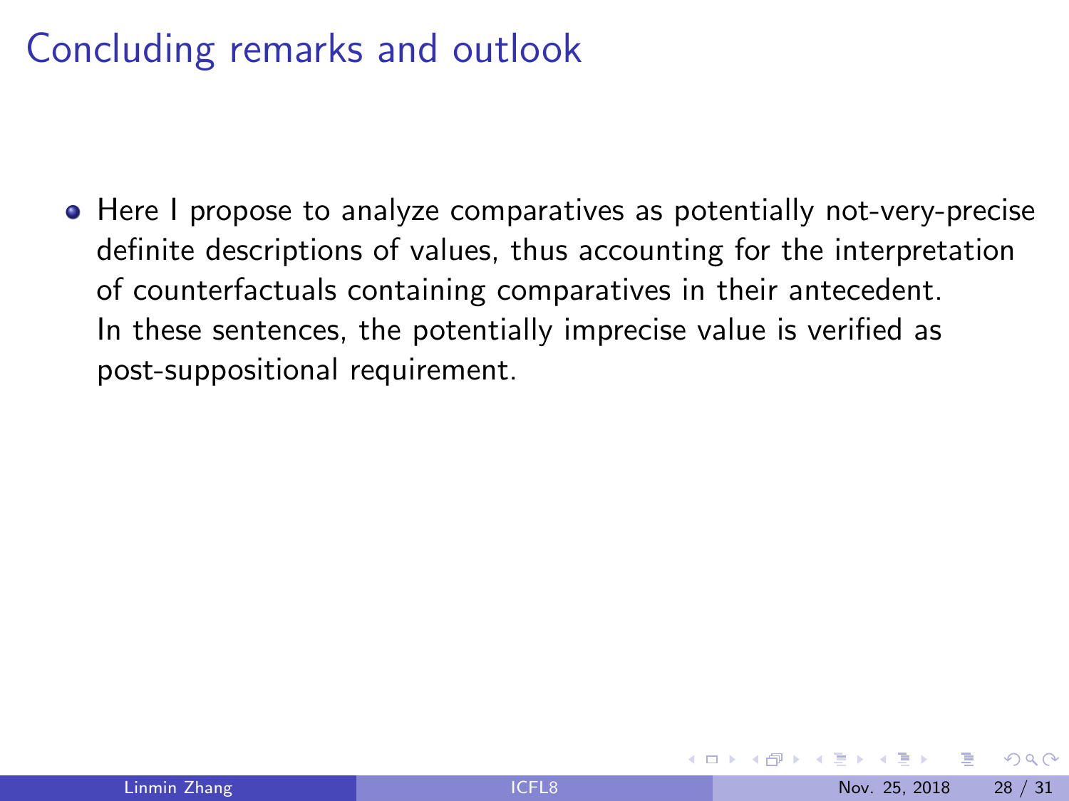# Concluding remarks and outlook

- Here I propose to analyze comparatives as potentially not-very-precise definite descriptions of values, thus accounting for the interpretation of counterfactuals containing comparatives in their antecedent. In these sentences, the potentially imprecise value is verified as post-suppositional requirement.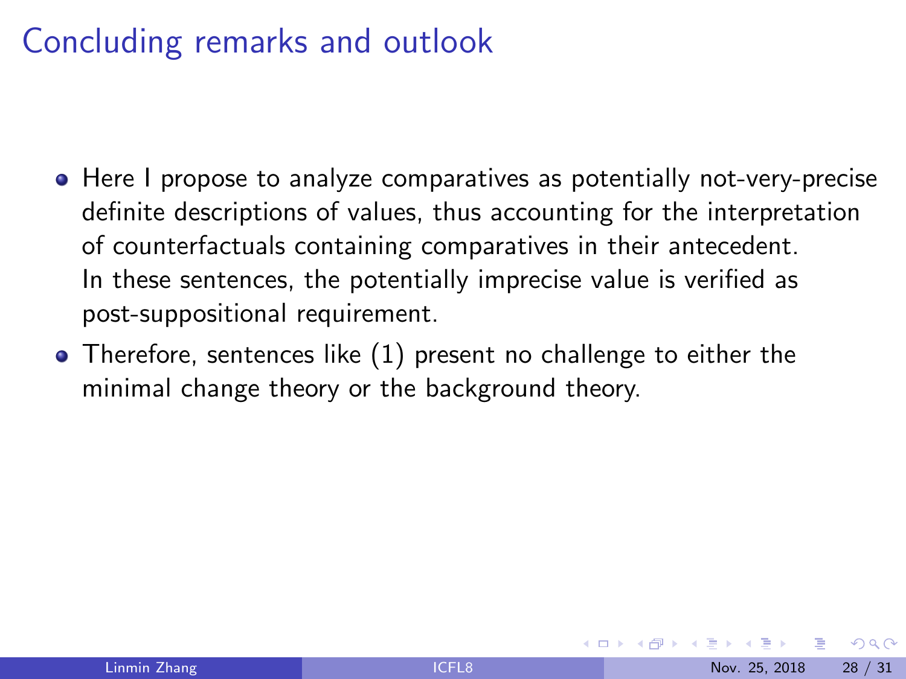# Concluding remarks and outlook

- Here I propose to analyze comparatives as potentially not-very-precise definite descriptions of values, thus accounting for the interpretation of counterfactuals containing comparatives in their antecedent. In these sentences, the potentially imprecise value is verified as post-suppositional requirement.
- Therefore, sentences like (1) present no challenge to either the minimal change theory or the background theory.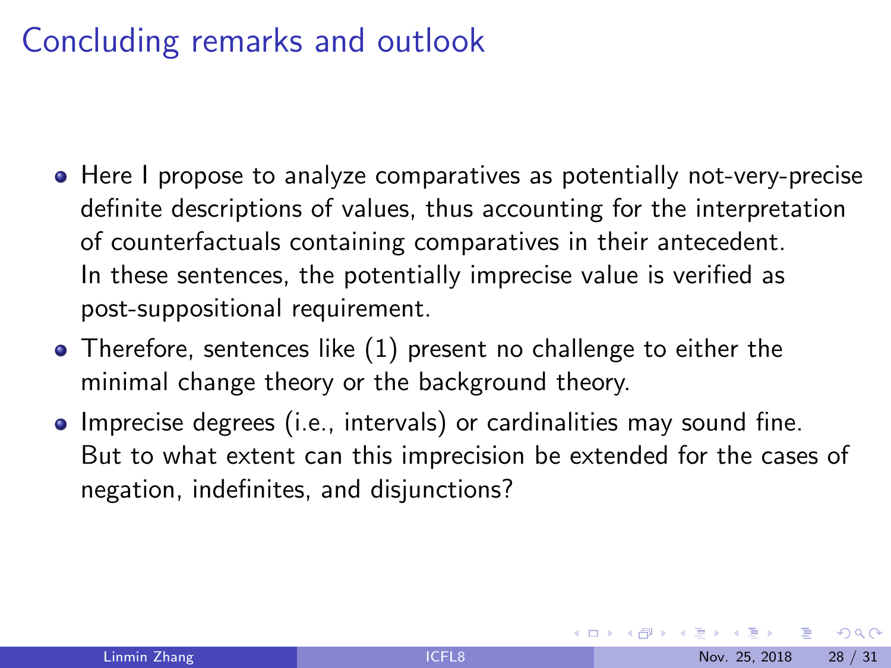# Concluding remarks and outlook

- Here I propose to analyze comparatives as potentially not-very-precise definite descriptions of values, thus accounting for the interpretation of counterfactuals containing comparatives in their antecedent. In these sentences, the potentially imprecise value is verified as post-suppositional requirement.
- Therefore, sentences like (1) present no challenge to either the minimal change theory or the background theory.
- Imprecise degrees (i.e., intervals) or cardinalities may sound fine. But to what extent can this imprecision be extended for the cases of negation, indefinites, and disjunctions?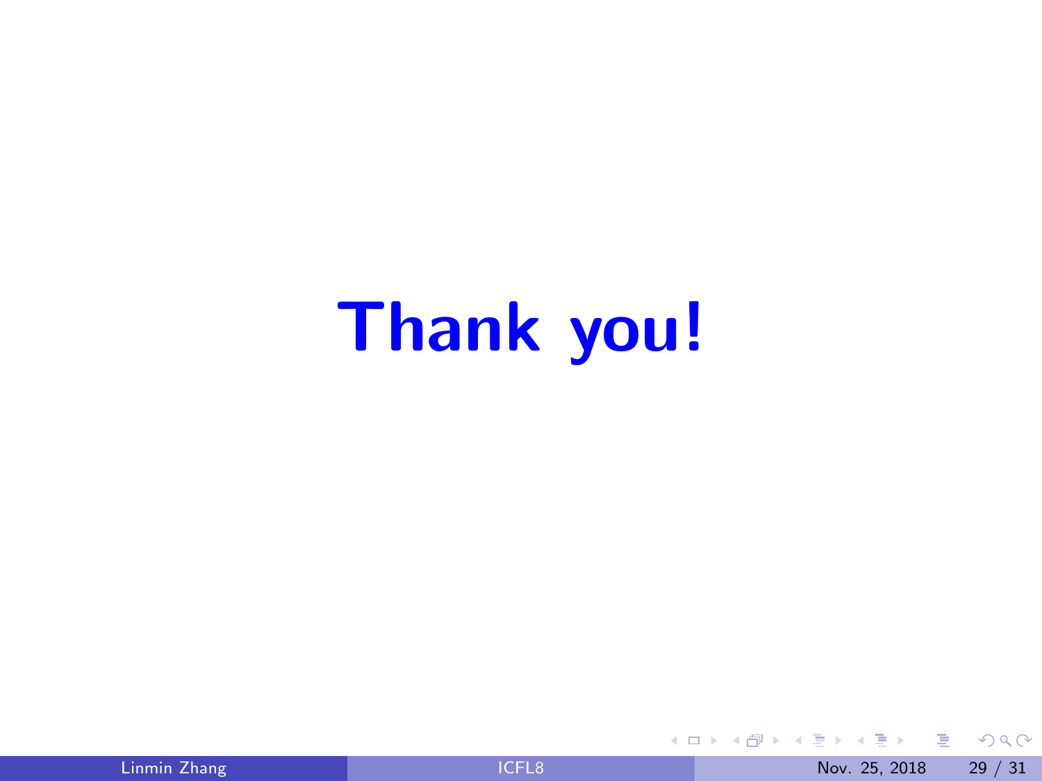# Thank you!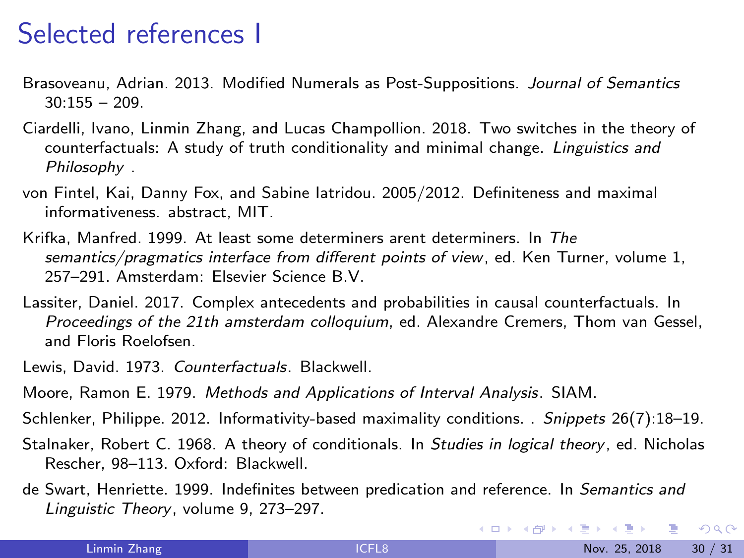# Selected references I

Brasoveanu, Adrian. 2013. Modified Numerals as Post-Suppositions. *Journal of Semantics* 30:155 – 209.

Ciardelli, Ivano, Linmin Zhang, and Lucas Champollion. 2018. Two switches in the theory of counterfactuals: A study of truth conditionality and minimal change. *Linguistics and Philosophy* .

von Fintel, Kai, Danny Fox, and Sabine Iatridou. 2005/2012. Definiteness and maximal informativeness. abstract, MIT.

Krifka, Manfred. 1999. At least some determiners arent determiners. In *The semantics/pragmatics interface from different points of view*, ed. Ken Turner, volume 1, 257–291. Amsterdam: Elsevier Science B.V.

Lassiter, Daniel. 2017. Complex antecedents and probabilities in causal counterfactuals. In *Proceedings of the 21th amsterdam colloquium*, ed. Alexandre Cremers, Thom van Gessel, and Floris Roelofsen.

Lewis, David. 1973. *Counterfactuals*. Blackwell.

Moore, Ramon E. 1979. *Methods and Applications of Interval Analysis*. SIAM.

Schlenker, Philippe. 2012. Informativity-based maximality conditions. . *Snippets* 26(7):18–19.

Stalnaker, Robert C. 1968. A theory of conditionals. In *Studies in logical theory*, ed. Nicholas Rescher, 98–113. Oxford: Blackwell.

de Swart, Henriette. 1999. Indefinites between predication and reference. In *Semantics and Linguistic Theory*, volume 9, 273–297.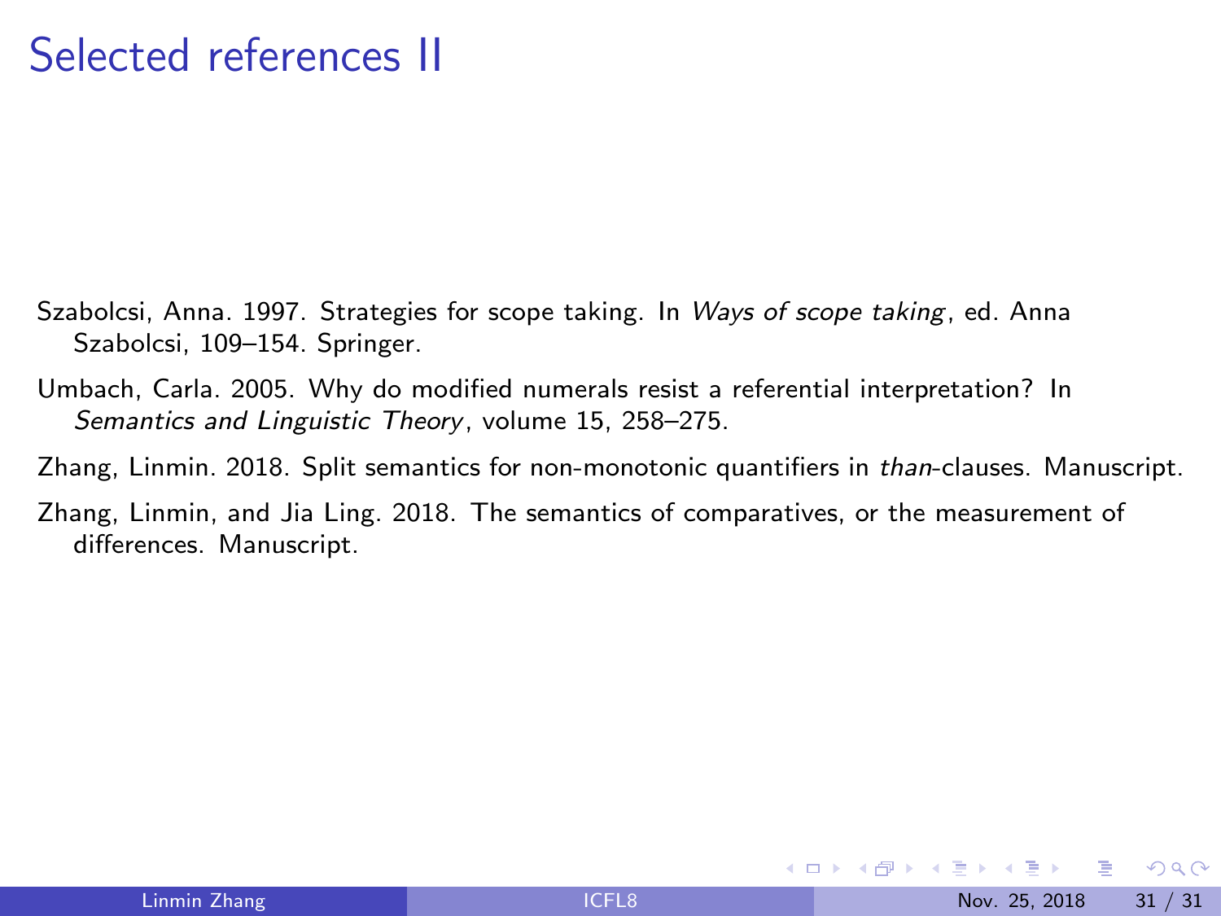# Selected references II

Szabolcsi, Anna. 1997. Strategies for scope taking. In *Ways of scope taking*, ed. Anna Szabolcsi, 109–154. Springer.

Umbach, Carla. 2005. Why do modified numerals resist a referential interpretation? In *Semantics and Linguistic Theory*, volume 15, 258–275.

Zhang, Linmin. 2018. Split semantics for non-monotonic quantifiers in *than*-clauses. Manuscript.

Zhang, Linmin, and Jia Ling. 2018. The semantics of comparatives, or the measurement of differences. Manuscript.